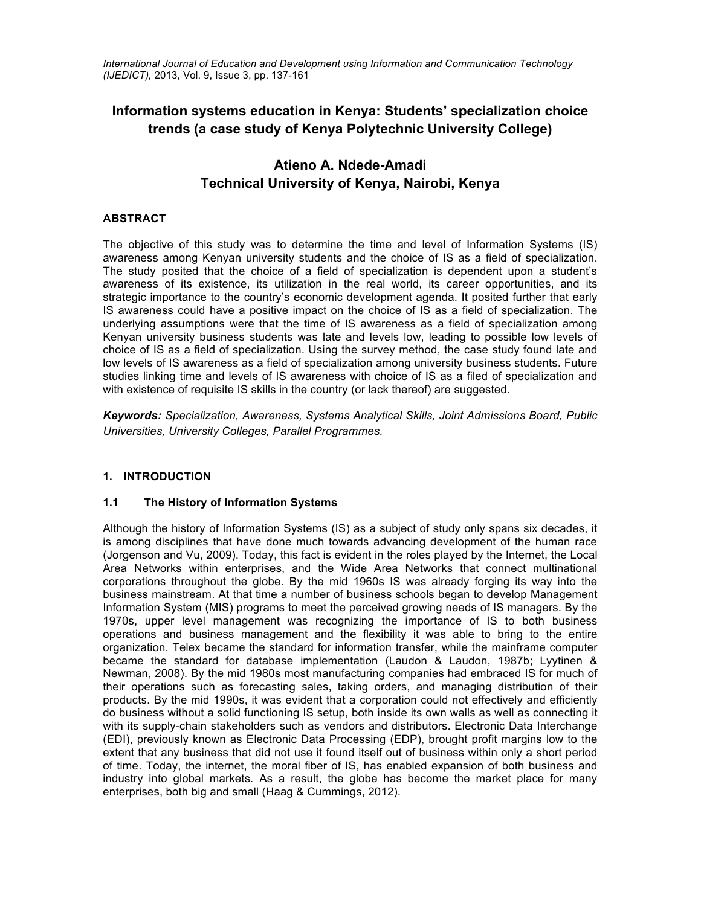# Information systems education in Kenya: Students' specialization choice trends (a case study of Kenya Polytechnic University College)

**Atieno A. Ndede-Amadi**
**Technical University of Kenya, Nairobi, Kenya**

## ABSTRACT

The objective of this study was to determine the time and level of Information Systems (IS) awareness among Kenyan university students and the choice of IS as a field of specialization. The study posited that the choice of a field of specialization is dependent upon a student's awareness of its existence, its utilization in the real world, its career opportunities, and its strategic importance to the country's economic development agenda. It posited further that early IS awareness could have a positive impact on the choice of IS as a field of specialization. The underlying assumptions were that the time of IS awareness as a field of specialization among Kenyan university business students was late and levels low, leading to possible low levels of choice of IS as a field of specialization. Using the survey method, the case study found late and low levels of IS awareness as a field of specialization among university business students. Future studies linking time and levels of IS awareness with choice of IS as a filed of specialization and with existence of requisite IS skills in the country (or lack thereof) are suggested.

***Keywords:*** *Specialization, Awareness, Systems Analytical Skills, Joint Admissions Board, Public Universities, University Colleges, Parallel Programmes.*

## 1. INTRODUCTION

### 1.1 The History of Information Systems

Although the history of Information Systems (IS) as a subject of study only spans six decades, it is among disciplines that have done much towards advancing development of the human race (Jorgenson and Vu, 2009). Today, this fact is evident in the roles played by the Internet, the Local Area Networks within enterprises, and the Wide Area Networks that connect multinational corporations throughout the globe. By the mid 1960s IS was already forging its way into the business mainstream. At that time a number of business schools began to develop Management Information System (MIS) programs to meet the perceived growing needs of IS managers. By the 1970s, upper level management was recognizing the importance of IS to both business operations and business management and the flexibility it was able to bring to the entire organization. Telex became the standard for information transfer, while the mainframe computer became the standard for database implementation (Laudon & Laudon, 1987b; Lyytinen & Newman, 2008). By the mid 1980s most manufacturing companies had embraced IS for much of their operations such as forecasting sales, taking orders, and managing distribution of their products. By the mid 1990s, it was evident that a corporation could not effectively and efficiently do business without a solid functioning IS setup, both inside its own walls as well as connecting it with its supply-chain stakeholders such as vendors and distributors. Electronic Data Interchange (EDI), previously known as Electronic Data Processing (EDP), brought profit margins low to the extent that any business that did not use it found itself out of business within only a short period of time. Today, the internet, the moral fiber of IS, has enabled expansion of both business and industry into global markets. As a result, the globe has become the market place for many enterprises, both big and small (Haag & Cummings, 2012).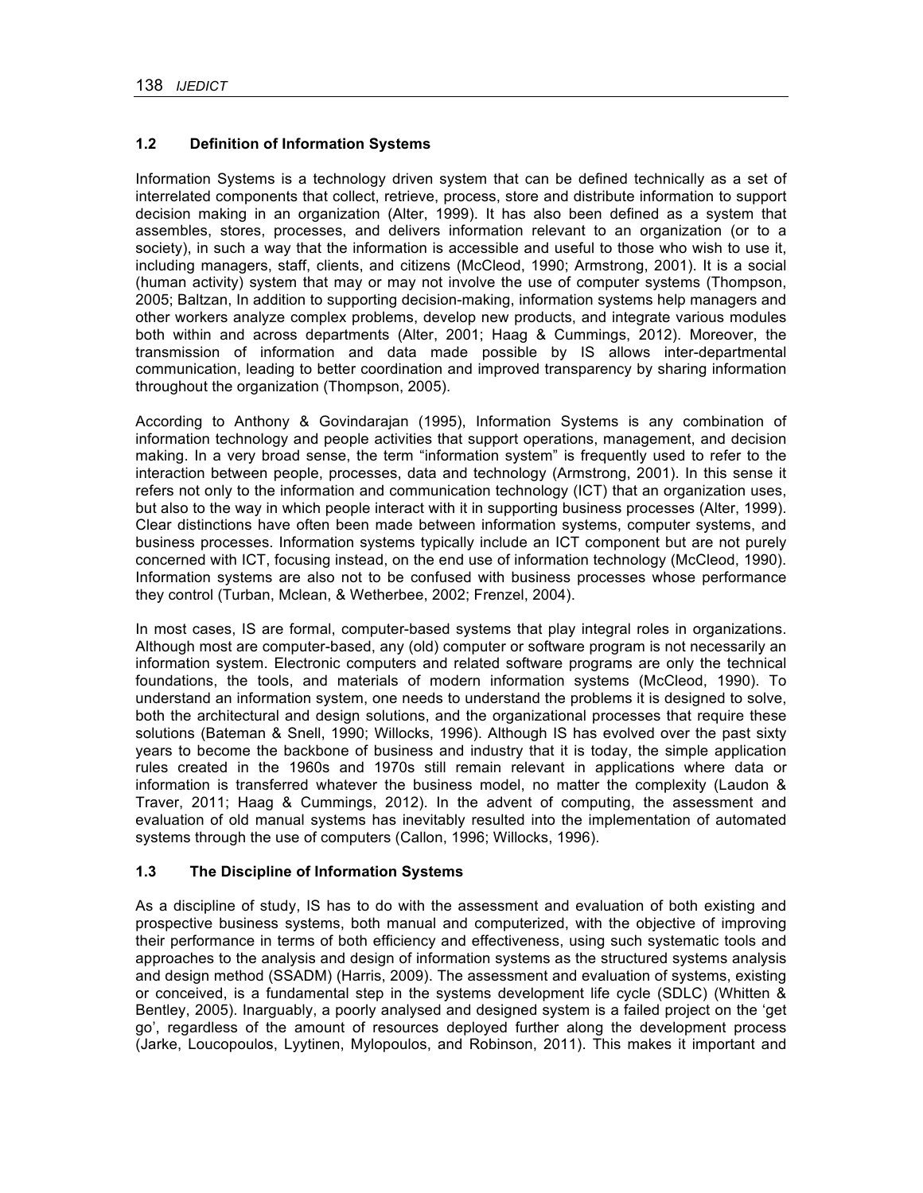### 1.2 Definition of Information Systems

Information Systems is a technology driven system that can be defined technically as a set of interrelated components that collect, retrieve, process, store and distribute information to support decision making in an organization (Alter, 1999). It has also been defined as a system that assembles, stores, processes, and delivers information relevant to an organization (or to a society), in such a way that the information is accessible and useful to those who wish to use it, including managers, staff, clients, and citizens (McCleod, 1990; Armstrong, 2001). It is a social (human activity) system that may or may not involve the use of computer systems (Thompson, 2005; Baltzan, In addition to supporting decision-making, information systems help managers and other workers analyze complex problems, develop new products, and integrate various modules both within and across departments (Alter, 2001; Haag & Cummings, 2012). Moreover, the transmission of information and data made possible by IS allows inter-departmental communication, leading to better coordination and improved transparency by sharing information throughout the organization (Thompson, 2005).

According to Anthony & Govindarajan (1995), Information Systems is any combination of information technology and people activities that support operations, management, and decision making. In a very broad sense, the term "information system" is frequently used to refer to the interaction between people, processes, data and technology (Armstrong, 2001). In this sense it refers not only to the information and communication technology (ICT) that an organization uses, but also to the way in which people interact with it in supporting business processes (Alter, 1999). Clear distinctions have often been made between information systems, computer systems, and business processes. Information systems typically include an ICT component but are not purely concerned with ICT, focusing instead, on the end use of information technology (McCleod, 1990). Information systems are also not to be confused with business processes whose performance they control (Turban, Mclean, & Wetherbee, 2002; Frenzel, 2004).

In most cases, IS are formal, computer-based systems that play integral roles in organizations. Although most are computer-based, any (old) computer or software program is not necessarily an information system. Electronic computers and related software programs are only the technical foundations, the tools, and materials of modern information systems (McCleod, 1990). To understand an information system, one needs to understand the problems it is designed to solve, both the architectural and design solutions, and the organizational processes that require these solutions (Bateman & Snell, 1990; Willocks, 1996). Although IS has evolved over the past sixty years to become the backbone of business and industry that it is today, the simple application rules created in the 1960s and 1970s still remain relevant in applications where data or information is transferred whatever the business model, no matter the complexity (Laudon & Traver, 2011; Haag & Cummings, 2012). In the advent of computing, the assessment and evaluation of old manual systems has inevitably resulted into the implementation of automated systems through the use of computers (Callon, 1996; Willocks, 1996).

### 1.3 The Discipline of Information Systems

As a discipline of study, IS has to do with the assessment and evaluation of both existing and prospective business systems, both manual and computerized, with the objective of improving their performance in terms of both efficiency and effectiveness, using such systematic tools and approaches to the analysis and design of information systems as the structured systems analysis and design method (SSADM) (Harris, 2009). The assessment and evaluation of systems, existing or conceived, is a fundamental step in the systems development life cycle (SDLC) (Whitten & Bentley, 2005). Inarguably, a poorly analysed and designed system is a failed project on the 'get go', regardless of the amount of resources deployed further along the development process (Jarke, Loucopoulos, Lyytinen, Mylopoulos, and Robinson, 2011). This makes it important and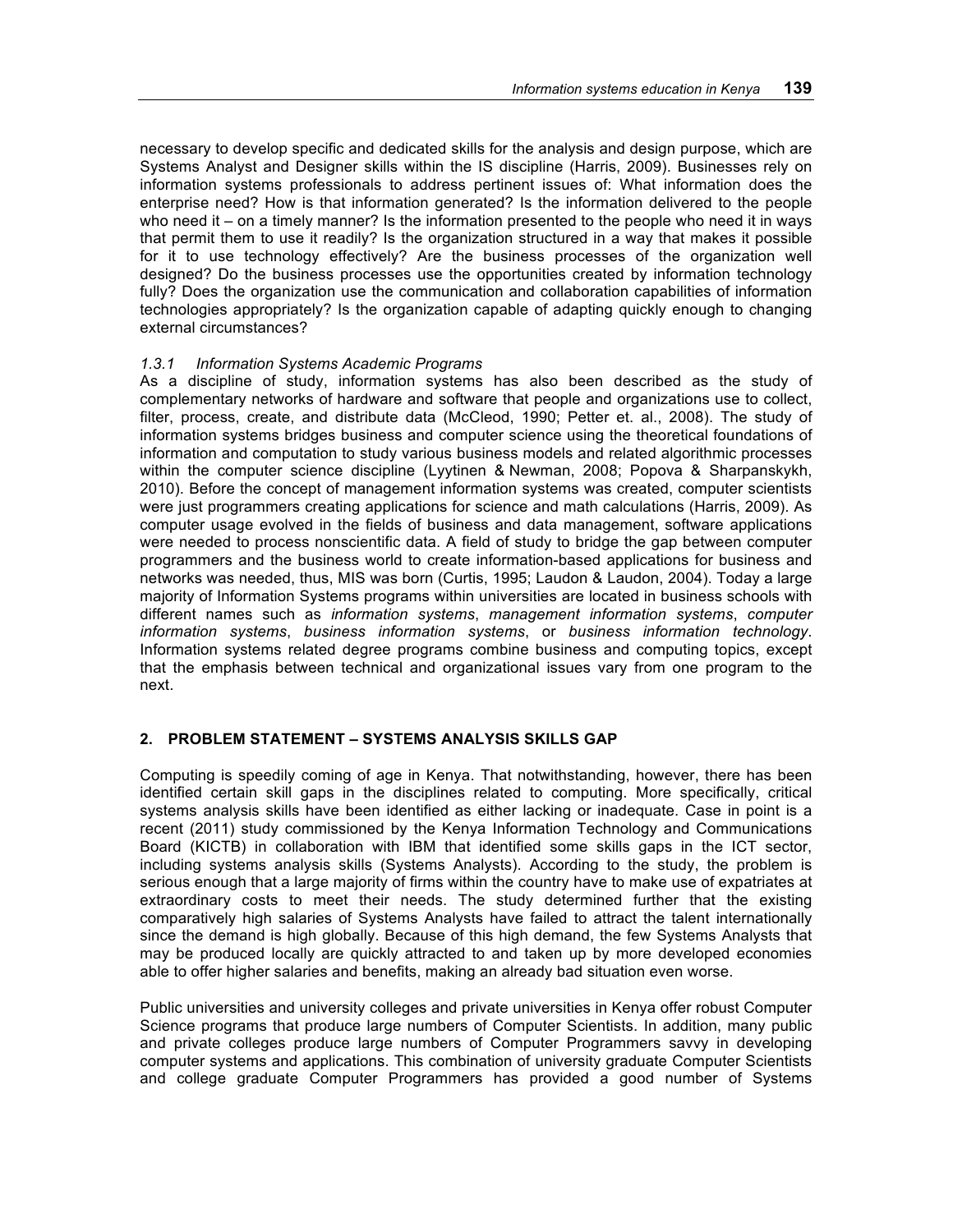necessary to develop specific and dedicated skills for the analysis and design purpose, which are Systems Analyst and Designer skills within the IS discipline (Harris, 2009). Businesses rely on information systems professionals to address pertinent issues of: What information does the enterprise need? How is that information generated? Is the information delivered to the people who need it – on a timely manner? Is the information presented to the people who need it in ways that permit them to use it readily? Is the organization structured in a way that makes it possible for it to use technology effectively? Are the business processes of the organization well designed? Do the business processes use the opportunities created by information technology fully? Does the organization use the communication and collaboration capabilities of information technologies appropriately? Is the organization capable of adapting quickly enough to changing external circumstances?

### *1.3.1 Information Systems Academic Programs*

As a discipline of study, information systems has also been described as the study of complementary networks of hardware and software that people and organizations use to collect, filter, process, create, and distribute data (McCleod, 1990; Petter et. al., 2008). The study of information systems bridges business and computer science using the theoretical foundations of information and computation to study various business models and related algorithmic processes within the computer science discipline (Lyytinen & Newman, 2008; Popova & Sharpanskykh, 2010). Before the concept of management information systems was created, computer scientists were just programmers creating applications for science and math calculations (Harris, 2009). As computer usage evolved in the fields of business and data management, software applications were needed to process nonscientific data. A field of study to bridge the gap between computer programmers and the business world to create information-based applications for business and networks was needed, thus, MIS was born (Curtis, 1995; Laudon & Laudon, 2004). Today a large majority of Information Systems programs within universities are located in business schools with different names such as *information systems*, *management information systems*, *computer information systems*, *business information systems*, or *business information technology*. Information systems related degree programs combine business and computing topics, except that the emphasis between technical and organizational issues vary from one program to the next.

## 2. PROBLEM STATEMENT – SYSTEMS ANALYSIS SKILLS GAP

Computing is speedily coming of age in Kenya. That notwithstanding, however, there has been identified certain skill gaps in the disciplines related to computing. More specifically, critical systems analysis skills have been identified as either lacking or inadequate. Case in point is a recent (2011) study commissioned by the Kenya Information Technology and Communications Board (KICTB) in collaboration with IBM that identified some skills gaps in the ICT sector, including systems analysis skills (Systems Analysts). According to the study, the problem is serious enough that a large majority of firms within the country have to make use of expatriates at extraordinary costs to meet their needs. The study determined further that the existing comparatively high salaries of Systems Analysts have failed to attract the talent internationally since the demand is high globally. Because of this high demand, the few Systems Analysts that may be produced locally are quickly attracted to and taken up by more developed economies able to offer higher salaries and benefits, making an already bad situation even worse.

Public universities and university colleges and private universities in Kenya offer robust Computer Science programs that produce large numbers of Computer Scientists. In addition, many public and private colleges produce large numbers of Computer Programmers savvy in developing computer systems and applications. This combination of university graduate Computer Scientists and college graduate Computer Programmers has provided a good number of Systems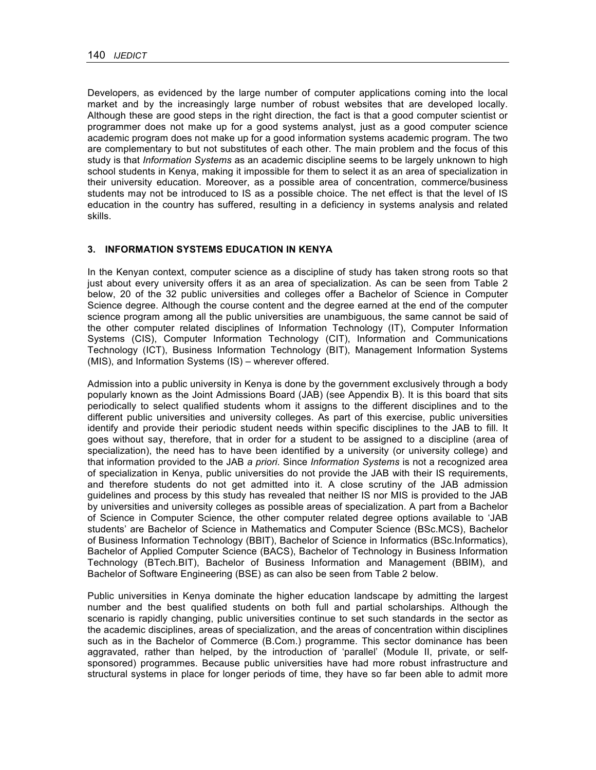Developers, as evidenced by the large number of computer applications coming into the local market and by the increasingly large number of robust websites that are developed locally. Although these are good steps in the right direction, the fact is that a good computer scientist or programmer does not make up for a good systems analyst, just as a good computer science academic program does not make up for a good information systems academic program. The two are complementary to but not substitutes of each other. The main problem and the focus of this study is that *Information Systems* as an academic discipline seems to be largely unknown to high school students in Kenya, making it impossible for them to select it as an area of specialization in their university education. Moreover, as a possible area of concentration, commerce/business students may not be introduced to IS as a possible choice. The net effect is that the level of IS education in the country has suffered, resulting in a deficiency in systems analysis and related skills.

## 3. INFORMATION SYSTEMS EDUCATION IN KENYA

In the Kenyan context, computer science as a discipline of study has taken strong roots so that just about every university offers it as an area of specialization. As can be seen from Table 2 below, 20 of the 32 public universities and colleges offer a Bachelor of Science in Computer Science degree. Although the course content and the degree earned at the end of the computer science program among all the public universities are unambiguous, the same cannot be said of the other computer related disciplines of Information Technology (IT), Computer Information Systems (CIS), Computer Information Technology (CIT), Information and Communications Technology (ICT), Business Information Technology (BIT), Management Information Systems (MIS), and Information Systems (IS) – wherever offered.

Admission into a public university in Kenya is done by the government exclusively through a body popularly known as the Joint Admissions Board (JAB) (see Appendix B). It is this board that sits periodically to select qualified students whom it assigns to the different disciplines and to the different public universities and university colleges. As part of this exercise, public universities identify and provide their periodic student needs within specific disciplines to the JAB to fill. It goes without say, therefore, that in order for a student to be assigned to a discipline (area of specialization), the need has to have been identified by a university (or university college) and that information provided to the JAB *a priori*. Since *Information Systems* is not a recognized area of specialization in Kenya, public universities do not provide the JAB with their IS requirements, and therefore students do not get admitted into it. A close scrutiny of the JAB admission guidelines and process by this study has revealed that neither IS nor MIS is provided to the JAB by universities and university colleges as possible areas of specialization. A part from a Bachelor of Science in Computer Science, the other computer related degree options available to 'JAB students' are Bachelor of Science in Mathematics and Computer Science (BSc.MCS), Bachelor of Business Information Technology (BBIT), Bachelor of Science in Informatics (BSc.Informatics), Bachelor of Applied Computer Science (BACS), Bachelor of Technology in Business Information Technology (BTech.BIT), Bachelor of Business Information and Management (BBIM), and Bachelor of Software Engineering (BSE) as can also be seen from Table 2 below.

Public universities in Kenya dominate the higher education landscape by admitting the largest number and the best qualified students on both full and partial scholarships. Although the scenario is rapidly changing, public universities continue to set such standards in the sector as the academic disciplines, areas of specialization, and the areas of concentration within disciplines such as in the Bachelor of Commerce (B.Com.) programme. This sector dominance has been aggravated, rather than helped, by the introduction of 'parallel' (Module II, private, or self-sponsored) programmes. Because public universities have had more robust infrastructure and structural systems in place for longer periods of time, they have so far been able to admit more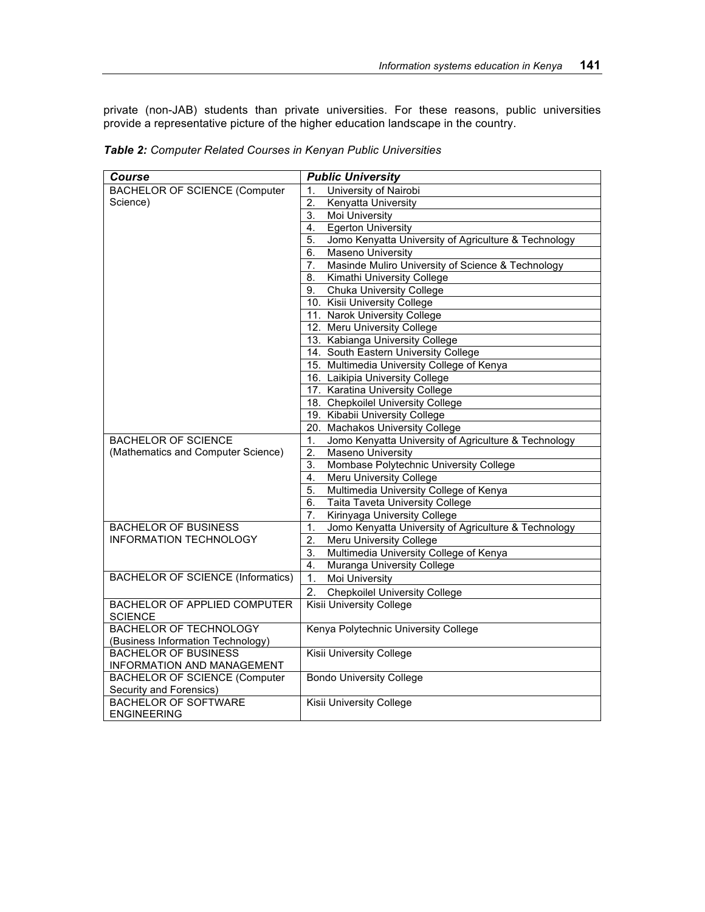private (non-JAB) students than private universities. For these reasons, public universities provide a representative picture of the higher education landscape in the country.

***Table 2:*** *Computer Related Courses in Kenyan Public Universities*

| **_Course_** | **_Public University_** |
|---|---|
| BACHELOR OF SCIENCE (Computer Science) | 1. University of Nairobi |
| | 2. Kenyatta University |
| | 3. Moi University |
| | 4. Egerton University |
| | 5. Jomo Kenyatta University of Agriculture & Technology |
| | 6. Maseno University |
| | 7. Masinde Muliro University of Science & Technology |
| | 8. Kimathi University College |
| | 9. Chuka University College |
| | 10. Kisii University College |
| | 11. Narok University College |
| | 12. Meru University College |
| | 13. Kabianga University College |
| | 14. South Eastern University College |
| | 15. Multimedia University College of Kenya |
| | 16. Laikipia University College |
| | 17. Karatina University College |
| | 18. Chepkoilel University College |
| | 19. Kibabii University College |
| | 20. Machakos University College |
| BACHELOR OF SCIENCE (Mathematics and Computer Science) | 1. Jomo Kenyatta University of Agriculture & Technology |
| | 2. Maseno University |
| | 3. Mombase Polytechnic University College |
| | 4. Meru University College |
| | 5. Multimedia University College of Kenya |
| | 6. Taita Taveta University College |
| | 7. Kirinyaga University College |
| BACHELOR OF BUSINESS INFORMATION TECHNOLOGY | 1. Jomo Kenyatta University of Agriculture & Technology |
| | 2. Meru University College |
| | 3. Multimedia University College of Kenya |
| | 4. Muranga University College |
| BACHELOR OF SCIENCE (Informatics) | 1. Moi University |
| | 2. Chepkoilel University College |
| BACHELOR OF APPLIED COMPUTER SCIENCE | Kisii University College |
| BACHELOR OF TECHNOLOGY (Business Information Technology) | Kenya Polytechnic University College |
| BACHELOR OF BUSINESS INFORMATION AND MANAGEMENT | Kisii University College |
| BACHELOR OF SCIENCE (Computer Security and Forensics) | Bondo University College |
| BACHELOR OF SOFTWARE ENGINEERING | Kisii University College |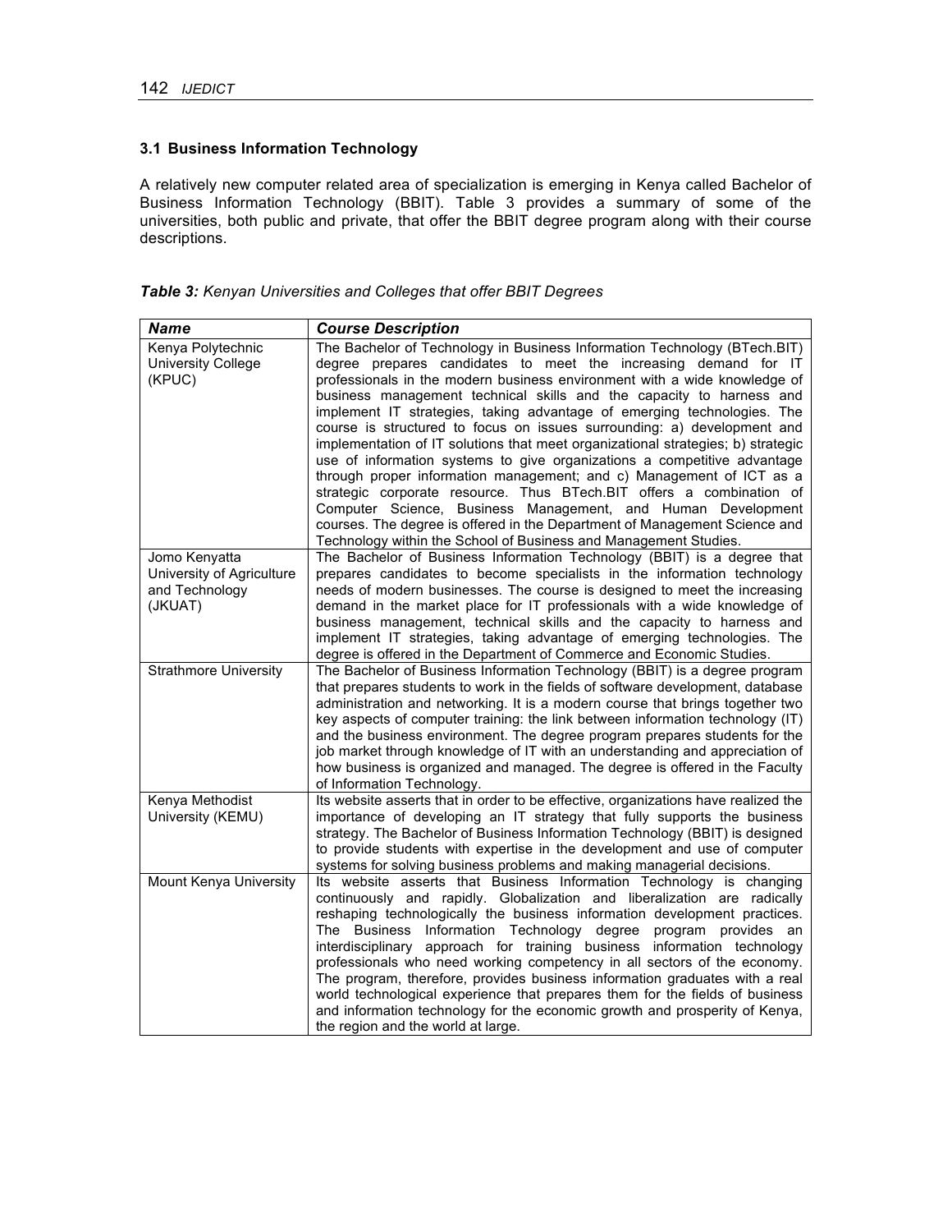### 3.1 Business Information Technology

A relatively new computer related area of specialization is emerging in Kenya called Bachelor of Business Information Technology (BBIT). Table 3 provides a summary of some of the universities, both public and private, that offer the BBIT degree program along with their course descriptions.

***Table 3:*** *Kenyan Universities and Colleges that offer BBIT Degrees*

| ***Name*** | ***Course Description*** |
|---|---|
| Kenya Polytechnic University College (KPUC) | The Bachelor of Technology in Business Information Technology (BTech.BIT) degree prepares candidates to meet the increasing demand for IT professionals in the modern business environment with a wide knowledge of business management technical skills and the capacity to harness and implement IT strategies, taking advantage of emerging technologies. The course is structured to focus on issues surrounding: a) development and implementation of IT solutions that meet organizational strategies; b) strategic use of information systems to give organizations a competitive advantage through proper information management; and c) Management of ICT as a strategic corporate resource. Thus BTech.BIT offers a combination of Computer Science, Business Management, and Human Development courses. The degree is offered in the Department of Management Science and Technology within the School of Business and Management Studies. |
| Jomo Kenyatta University of Agriculture and Technology (JKUAT) | The Bachelor of Business Information Technology (BBIT) is a degree that prepares candidates to become specialists in the information technology needs of modern businesses. The course is designed to meet the increasing demand in the market place for IT professionals with a wide knowledge of business management, technical skills and the capacity to harness and implement IT strategies, taking advantage of emerging technologies. The degree is offered in the Department of Commerce and Economic Studies. |
| Strathmore University | The Bachelor of Business Information Technology (BBIT) is a degree program that prepares students to work in the fields of software development, database administration and networking. It is a modern course that brings together two key aspects of computer training: the link between information technology (IT) and the business environment. The degree program prepares students for the job market through knowledge of IT with an understanding and appreciation of how business is organized and managed. The degree is offered in the Faculty of Information Technology. |
| Kenya Methodist University (KEMU) | Its website asserts that in order to be effective, organizations have realized the importance of developing an IT strategy that fully supports the business strategy. The Bachelor of Business Information Technology (BBIT) is designed to provide students with expertise in the development and use of computer systems for solving business problems and making managerial decisions. |
| Mount Kenya University | Its website asserts that Business Information Technology is changing continuously and rapidly. Globalization and liberalization are radically reshaping technologically the business information development practices. The Business Information Technology degree program provides an interdisciplinary approach for training business information technology professionals who need working competency in all sectors of the economy. The program, therefore, provides business information graduates with a real world technological experience that prepares them for the fields of business and information technology for the economic growth and prosperity of Kenya, the region and the world at large. |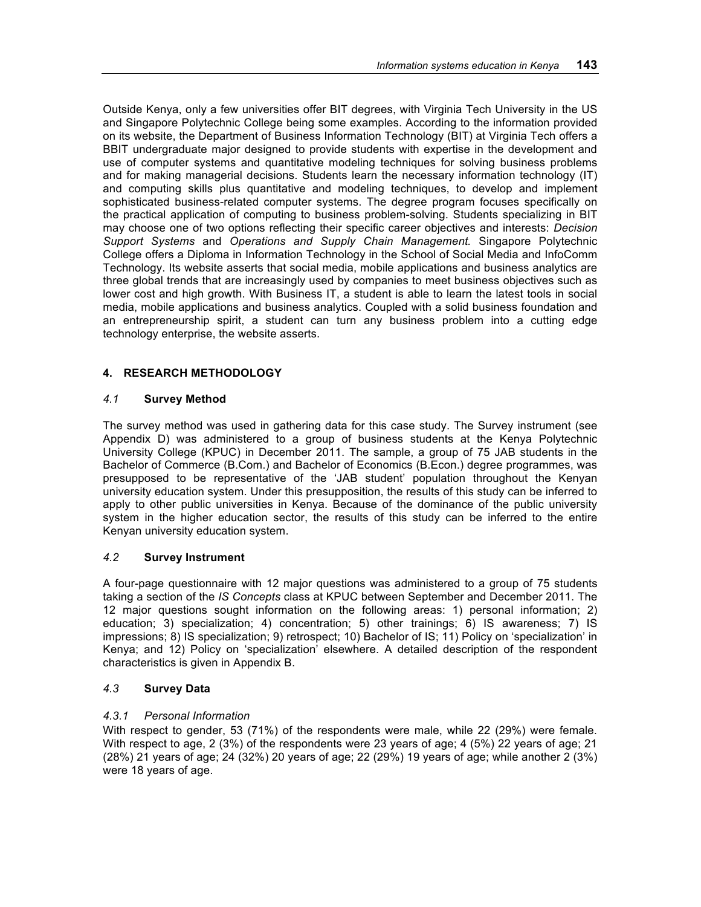Outside Kenya, only a few universities offer BIT degrees, with Virginia Tech University in the US and Singapore Polytechnic College being some examples. According to the information provided on its website, the Department of Business Information Technology (BIT) at Virginia Tech offers a BBIT undergraduate major designed to provide students with expertise in the development and use of computer systems and quantitative modeling techniques for solving business problems and for making managerial decisions. Students learn the necessary information technology (IT) and computing skills plus quantitative and modeling techniques, to develop and implement sophisticated business-related computer systems. The degree program focuses specifically on the practical application of computing to business problem-solving. Students specializing in BIT may choose one of two options reflecting their specific career objectives and interests: *Decision Support Systems* and *Operations and Supply Chain Management.* Singapore Polytechnic College offers a Diploma in Information Technology in the School of Social Media and InfoComm Technology. Its website asserts that social media, mobile applications and business analytics are three global trends that are increasingly used by companies to meet business objectives such as lower cost and high growth. With Business IT, a student is able to learn the latest tools in social media, mobile applications and business analytics. Coupled with a solid business foundation and an entrepreneurship spirit, a student can turn any business problem into a cutting edge technology enterprise, the website asserts.

## 4. RESEARCH METHODOLOGY

### *4.1* Survey Method

The survey method was used in gathering data for this case study. The Survey instrument (see Appendix D) was administered to a group of business students at the Kenya Polytechnic University College (KPUC) in December 2011. The sample, a group of 75 JAB students in the Bachelor of Commerce (B.Com.) and Bachelor of Economics (B.Econ.) degree programmes, was presupposed to be representative of the 'JAB student' population throughout the Kenyan university education system. Under this presupposition, the results of this study can be inferred to apply to other public universities in Kenya. Because of the dominance of the public university system in the higher education sector, the results of this study can be inferred to the entire Kenyan university education system.

### *4.2* Survey Instrument

A four-page questionnaire with 12 major questions was administered to a group of 75 students taking a section of the *IS Concepts* class at KPUC between September and December 2011. The 12 major questions sought information on the following areas: 1) personal information; 2) education; 3) specialization; 4) concentration; 5) other trainings; 6) IS awareness; 7) IS impressions; 8) IS specialization; 9) retrospect; 10) Bachelor of IS; 11) Policy on 'specialization' in Kenya; and 12) Policy on 'specialization' elsewhere. A detailed description of the respondent characteristics is given in Appendix B.

### *4.3* Survey Data

#### *4.3.1 Personal Information*

With respect to gender, 53 (71%) of the respondents were male, while 22 (29%) were female. With respect to age, 2 (3%) of the respondents were 23 years of age; 4 (5%) 22 years of age; 21 (28%) 21 years of age; 24 (32%) 20 years of age; 22 (29%) 19 years of age; while another 2 (3%) were 18 years of age.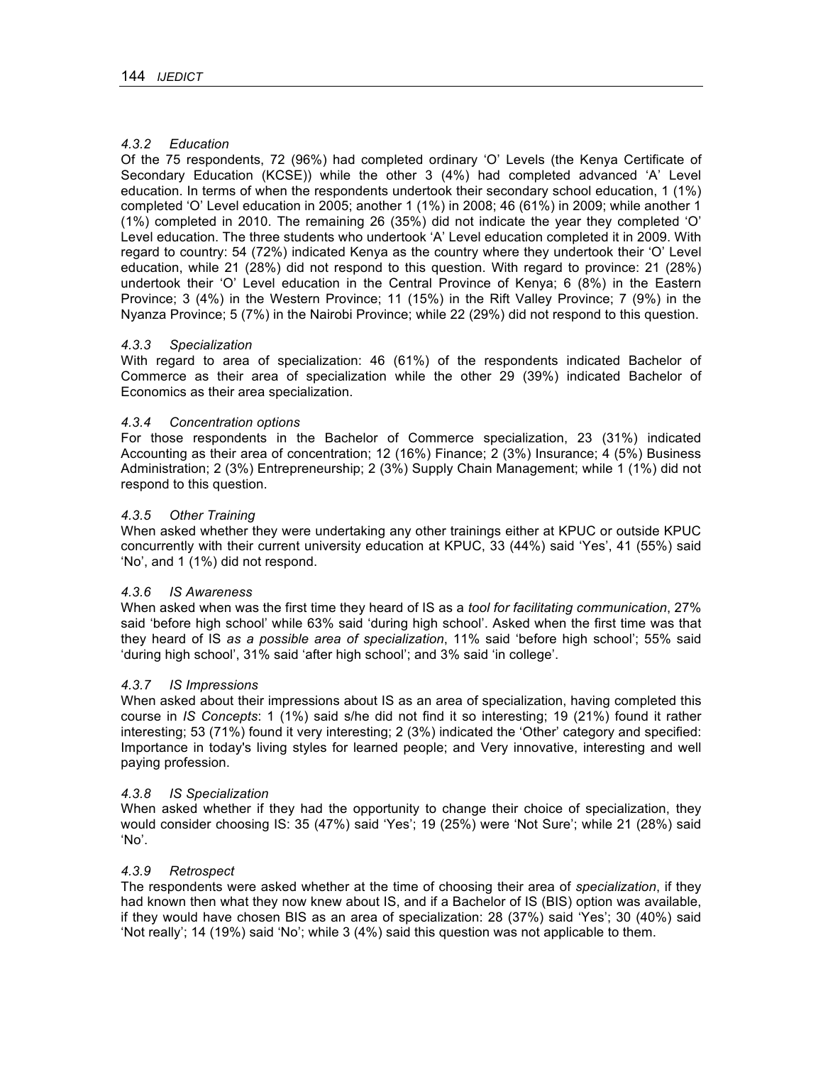#### *4.3.2 Education*

Of the 75 respondents, 72 (96%) had completed ordinary 'O' Levels (the Kenya Certificate of Secondary Education (KCSE)) while the other 3 (4%) had completed advanced 'A' Level education. In terms of when the respondents undertook their secondary school education, 1 (1%) completed 'O' Level education in 2005; another 1 (1%) in 2008; 46 (61%) in 2009; while another 1 (1%) completed in 2010. The remaining 26 (35%) did not indicate the year they completed 'O' Level education. The three students who undertook 'A' Level education completed it in 2009. With regard to country: 54 (72%) indicated Kenya as the country where they undertook their 'O' Level education, while 21 (28%) did not respond to this question. With regard to province: 21 (28%) undertook their 'O' Level education in the Central Province of Kenya; 6 (8%) in the Eastern Province; 3 (4%) in the Western Province; 11 (15%) in the Rift Valley Province; 7 (9%) in the Nyanza Province; 5 (7%) in the Nairobi Province; while 22 (29%) did not respond to this question.

#### *4.3.3 Specialization*

With regard to area of specialization: 46 (61%) of the respondents indicated Bachelor of Commerce as their area of specialization while the other 29 (39%) indicated Bachelor of Economics as their area specialization.

#### *4.3.4 Concentration options*

For those respondents in the Bachelor of Commerce specialization, 23 (31%) indicated Accounting as their area of concentration; 12 (16%) Finance; 2 (3%) Insurance; 4 (5%) Business Administration; 2 (3%) Entrepreneurship; 2 (3%) Supply Chain Management; while 1 (1%) did not respond to this question.

#### *4.3.5 Other Training*

When asked whether they were undertaking any other trainings either at KPUC or outside KPUC concurrently with their current university education at KPUC, 33 (44%) said 'Yes', 41 (55%) said 'No', and 1 (1%) did not respond.

#### *4.3.6 IS Awareness*

When asked when was the first time they heard of IS as a *tool for facilitating communication*, 27% said 'before high school' while 63% said 'during high school'. Asked when the first time was that they heard of IS *as a possible area of specialization*, 11% said 'before high school'; 55% said 'during high school', 31% said 'after high school'; and 3% said 'in college'.

#### *4.3.7 IS Impressions*

When asked about their impressions about IS as an area of specialization, having completed this course in *IS Concepts*: 1 (1%) said s/he did not find it so interesting; 19 (21%) found it rather interesting; 53 (71%) found it very interesting; 2 (3%) indicated the 'Other' category and specified: Importance in today's living styles for learned people; and Very innovative, interesting and well paying profession.

#### *4.3.8 IS Specialization*

When asked whether if they had the opportunity to change their choice of specialization, they would consider choosing IS: 35 (47%) said 'Yes'; 19 (25%) were 'Not Sure'; while 21 (28%) said 'No'.

#### *4.3.9 Retrospect*

The respondents were asked whether at the time of choosing their area of *specialization*, if they had known then what they now knew about IS, and if a Bachelor of IS (BIS) option was available, if they would have chosen BIS as an area of specialization: 28 (37%) said 'Yes'; 30 (40%) said 'Not really'; 14 (19%) said 'No'; while 3 (4%) said this question was not applicable to them.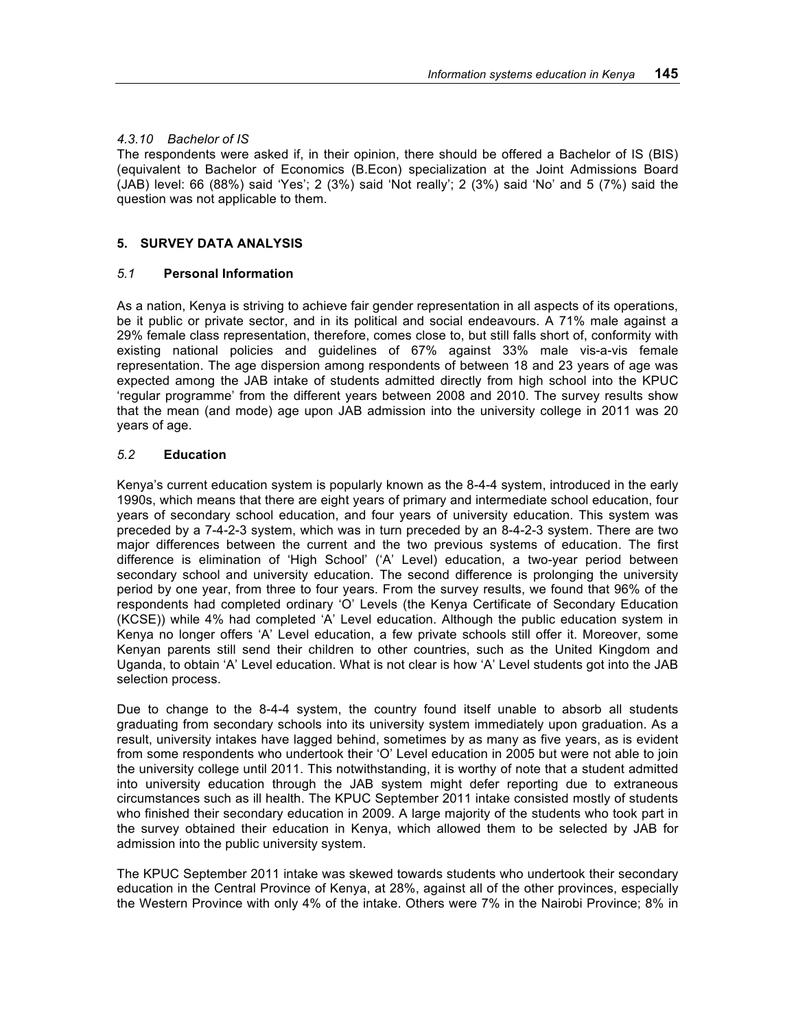#### *4.3.10 Bachelor of IS*

The respondents were asked if, in their opinion, there should be offered a Bachelor of IS (BIS) (equivalent to Bachelor of Economics (B.Econ) specialization at the Joint Admissions Board (JAB) level: 66 (88%) said 'Yes'; 2 (3%) said 'Not really'; 2 (3%) said 'No' and 5 (7%) said the question was not applicable to them.

## 5. SURVEY DATA ANALYSIS

### *5.1* Personal Information

As a nation, Kenya is striving to achieve fair gender representation in all aspects of its operations, be it public or private sector, and in its political and social endeavours. A 71% male against a 29% female class representation, therefore, comes close to, but still falls short of, conformity with existing national policies and guidelines of 67% against 33% male vis-a-vis female representation. The age dispersion among respondents of between 18 and 23 years of age was expected among the JAB intake of students admitted directly from high school into the KPUC 'regular programme' from the different years between 2008 and 2010. The survey results show that the mean (and mode) age upon JAB admission into the university college in 2011 was 20 years of age.

### *5.2* Education

Kenya's current education system is popularly known as the 8-4-4 system, introduced in the early 1990s, which means that there are eight years of primary and intermediate school education, four years of secondary school education, and four years of university education. This system was preceded by a 7-4-2-3 system, which was in turn preceded by an 8-4-2-3 system. There are two major differences between the current and the two previous systems of education. The first difference is elimination of 'High School' ('A' Level) education, a two-year period between secondary school and university education. The second difference is prolonging the university period by one year, from three to four years. From the survey results, we found that 96% of the respondents had completed ordinary 'O' Levels (the Kenya Certificate of Secondary Education (KCSE)) while 4% had completed 'A' Level education. Although the public education system in Kenya no longer offers 'A' Level education, a few private schools still offer it. Moreover, some Kenyan parents still send their children to other countries, such as the United Kingdom and Uganda, to obtain 'A' Level education. What is not clear is how 'A' Level students got into the JAB selection process.

Due to change to the 8-4-4 system, the country found itself unable to absorb all students graduating from secondary schools into its university system immediately upon graduation. As a result, university intakes have lagged behind, sometimes by as many as five years, as is evident from some respondents who undertook their 'O' Level education in 2005 but were not able to join the university college until 2011. This notwithstanding, it is worthy of note that a student admitted into university education through the JAB system might defer reporting due to extraneous circumstances such as ill health. The KPUC September 2011 intake consisted mostly of students who finished their secondary education in 2009. A large majority of the students who took part in the survey obtained their education in Kenya, which allowed them to be selected by JAB for admission into the public university system.

The KPUC September 2011 intake was skewed towards students who undertook their secondary education in the Central Province of Kenya, at 28%, against all of the other provinces, especially the Western Province with only 4% of the intake. Others were 7% in the Nairobi Province; 8% in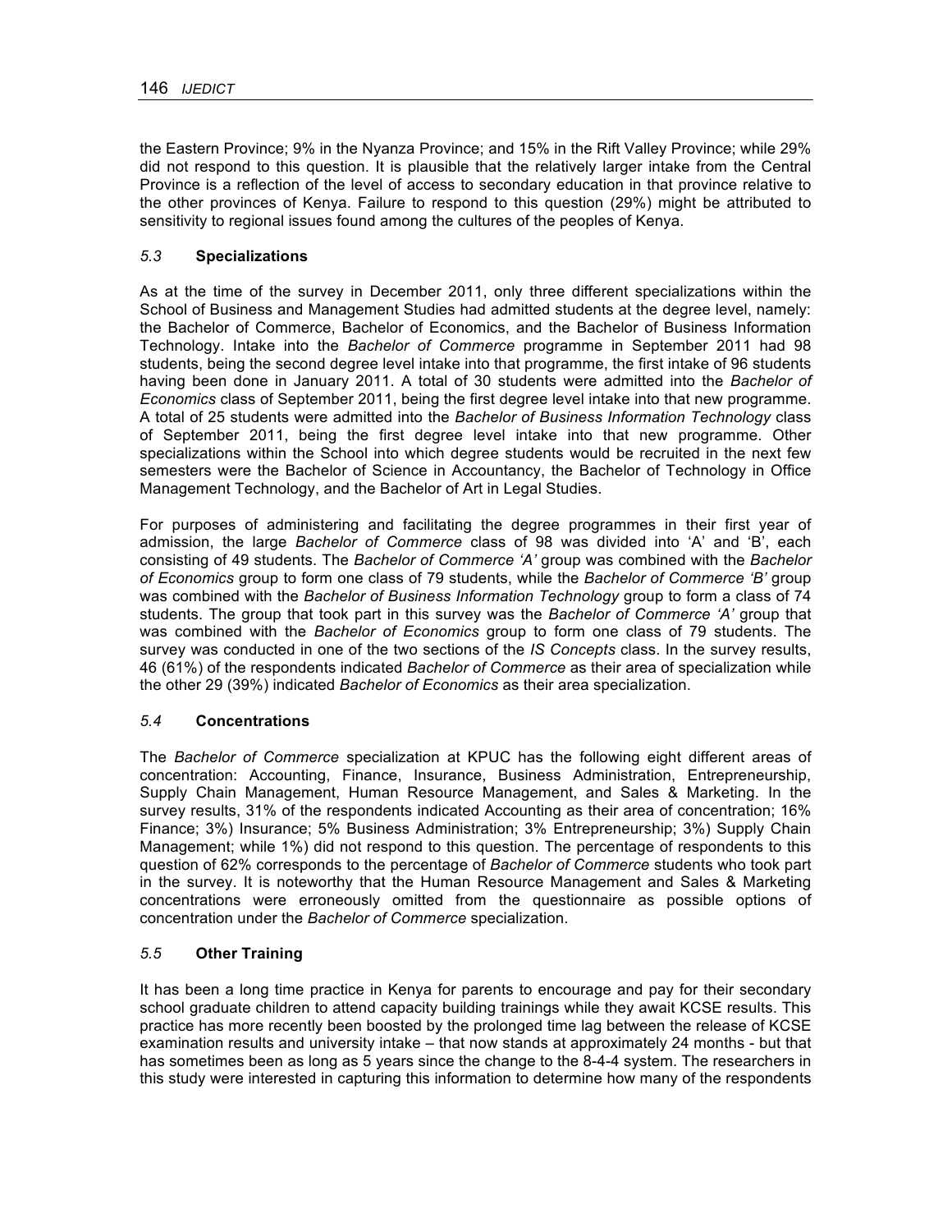the Eastern Province; 9% in the Nyanza Province; and 15% in the Rift Valley Province; while 29% did not respond to this question. It is plausible that the relatively larger intake from the Central Province is a reflection of the level of access to secondary education in that province relative to the other provinces of Kenya. Failure to respond to this question (29%) might be attributed to sensitivity to regional issues found among the cultures of the peoples of Kenya.

### *5.3* Specializations

As at the time of the survey in December 2011, only three different specializations within the School of Business and Management Studies had admitted students at the degree level, namely: the Bachelor of Commerce, Bachelor of Economics, and the Bachelor of Business Information Technology. Intake into the *Bachelor of Commerce* programme in September 2011 had 98 students, being the second degree level intake into that programme, the first intake of 96 students having been done in January 2011. A total of 30 students were admitted into the *Bachelor of Economics* class of September 2011, being the first degree level intake into that new programme. A total of 25 students were admitted into the *Bachelor of Business Information Technology* class of September 2011, being the first degree level intake into that new programme. Other specializations within the School into which degree students would be recruited in the next few semesters were the Bachelor of Science in Accountancy, the Bachelor of Technology in Office Management Technology, and the Bachelor of Art in Legal Studies.

For purposes of administering and facilitating the degree programmes in their first year of admission, the large *Bachelor of Commerce* class of 98 was divided into 'A' and 'B', each consisting of 49 students. The *Bachelor of Commerce 'A'* group was combined with the *Bachelor of Economics* group to form one class of 79 students, while the *Bachelor of Commerce 'B'* group was combined with the *Bachelor of Business Information Technology* group to form a class of 74 students. The group that took part in this survey was the *Bachelor of Commerce 'A'* group that was combined with the *Bachelor of Economics* group to form one class of 79 students. The survey was conducted in one of the two sections of the *IS Concepts* class. In the survey results, 46 (61%) of the respondents indicated *Bachelor of Commerce* as their area of specialization while the other 29 (39%) indicated *Bachelor of Economics* as their area specialization.

### *5.4* Concentrations

The *Bachelor of Commerce* specialization at KPUC has the following eight different areas of concentration: Accounting, Finance, Insurance, Business Administration, Entrepreneurship, Supply Chain Management, Human Resource Management, and Sales & Marketing. In the survey results, 31% of the respondents indicated Accounting as their area of concentration; 16% Finance; 3%) Insurance; 5% Business Administration; 3% Entrepreneurship; 3%) Supply Chain Management; while 1%) did not respond to this question. The percentage of respondents to this question of 62% corresponds to the percentage of *Bachelor of Commerce* students who took part in the survey. It is noteworthy that the Human Resource Management and Sales & Marketing concentrations were erroneously omitted from the questionnaire as possible options of concentration under the *Bachelor of Commerce* specialization.

### *5.5* Other Training

It has been a long time practice in Kenya for parents to encourage and pay for their secondary school graduate children to attend capacity building trainings while they await KCSE results. This practice has more recently been boosted by the prolonged time lag between the release of KCSE examination results and university intake – that now stands at approximately 24 months - but that has sometimes been as long as 5 years since the change to the 8-4-4 system. The researchers in this study were interested in capturing this information to determine how many of the respondents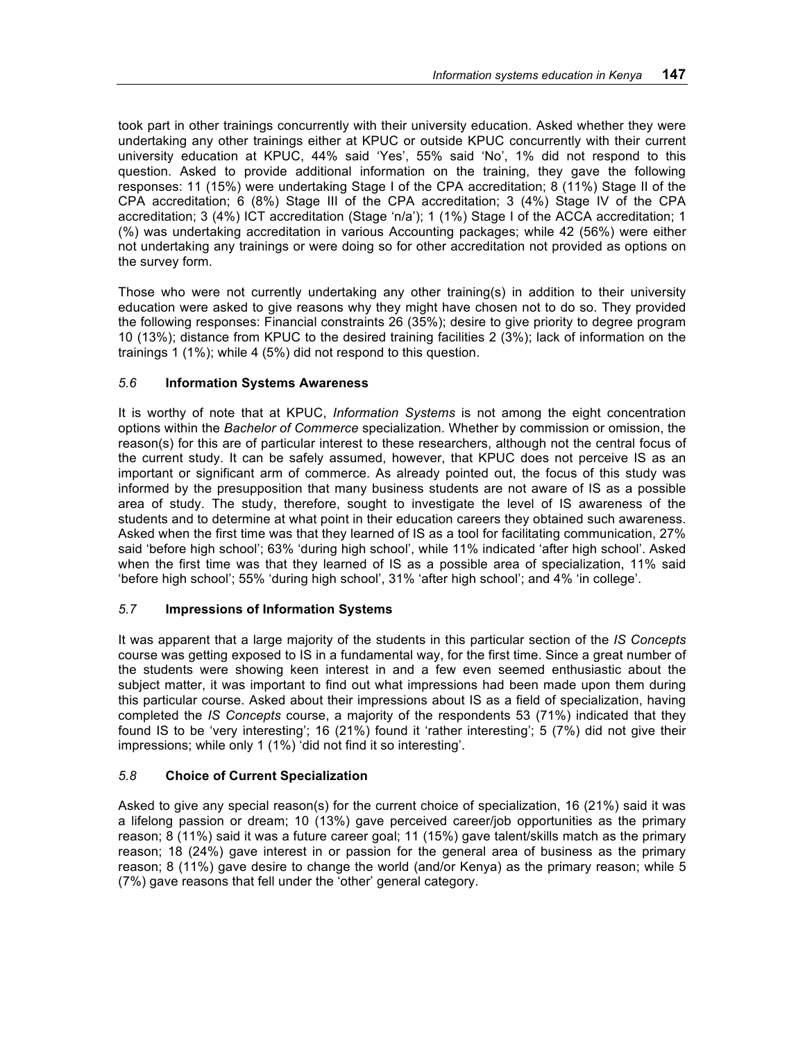took part in other trainings concurrently with their university education. Asked whether they were undertaking any other trainings either at KPUC or outside KPUC concurrently with their current university education at KPUC, 44% said 'Yes', 55% said 'No', 1% did not respond to this question. Asked to provide additional information on the training, they gave the following responses: 11 (15%) were undertaking Stage I of the CPA accreditation; 8 (11%) Stage II of the CPA accreditation; 6 (8%) Stage III of the CPA accreditation; 3 (4%) Stage IV of the CPA accreditation; 3 (4%) ICT accreditation (Stage 'n/a'); 1 (1%) Stage I of the ACCA accreditation; 1 (%) was undertaking accreditation in various Accounting packages; while 42 (56%) were either not undertaking any trainings or were doing so for other accreditation not provided as options on the survey form.

Those who were not currently undertaking any other training(s) in addition to their university education were asked to give reasons why they might have chosen not to do so. They provided the following responses: Financial constraints 26 (35%); desire to give priority to degree program 10 (13%); distance from KPUC to the desired training facilities 2 (3%); lack of information on the trainings 1 (1%); while 4 (5%) did not respond to this question.

### *5.6* Information Systems Awareness

It is worthy of note that at KPUC, *Information Systems* is not among the eight concentration options within the *Bachelor of Commerce* specialization. Whether by commission or omission, the reason(s) for this are of particular interest to these researchers, although not the central focus of the current study. It can be safely assumed, however, that KPUC does not perceive IS as an important or significant arm of commerce. As already pointed out, the focus of this study was informed by the presupposition that many business students are not aware of IS as a possible area of study. The study, therefore, sought to investigate the level of IS awareness of the students and to determine at what point in their education careers they obtained such awareness. Asked when the first time was that they learned of IS as a tool for facilitating communication, 27% said 'before high school'; 63% 'during high school', while 11% indicated 'after high school'. Asked when the first time was that they learned of IS as a possible area of specialization, 11% said 'before high school'; 55% 'during high school', 31% 'after high school'; and 4% 'in college'.

### *5.7* Impressions of Information Systems

It was apparent that a large majority of the students in this particular section of the *IS Concepts* course was getting exposed to IS in a fundamental way, for the first time. Since a great number of the students were showing keen interest in and a few even seemed enthusiastic about the subject matter, it was important to find out what impressions had been made upon them during this particular course. Asked about their impressions about IS as a field of specialization, having completed the *IS Concepts* course, a majority of the respondents 53 (71%) indicated that they found IS to be 'very interesting'; 16 (21%) found it 'rather interesting'; 5 (7%) did not give their impressions; while only 1 (1%) 'did not find it so interesting'.

### *5.8* Choice of Current Specialization

Asked to give any special reason(s) for the current choice of specialization, 16 (21%) said it was a lifelong passion or dream; 10 (13%) gave perceived career/job opportunities as the primary reason; 8 (11%) said it was a future career goal; 11 (15%) gave talent/skills match as the primary reason; 18 (24%) gave interest in or passion for the general area of business as the primary reason; 8 (11%) gave desire to change the world (and/or Kenya) as the primary reason; while 5 (7%) gave reasons that fell under the 'other' general category.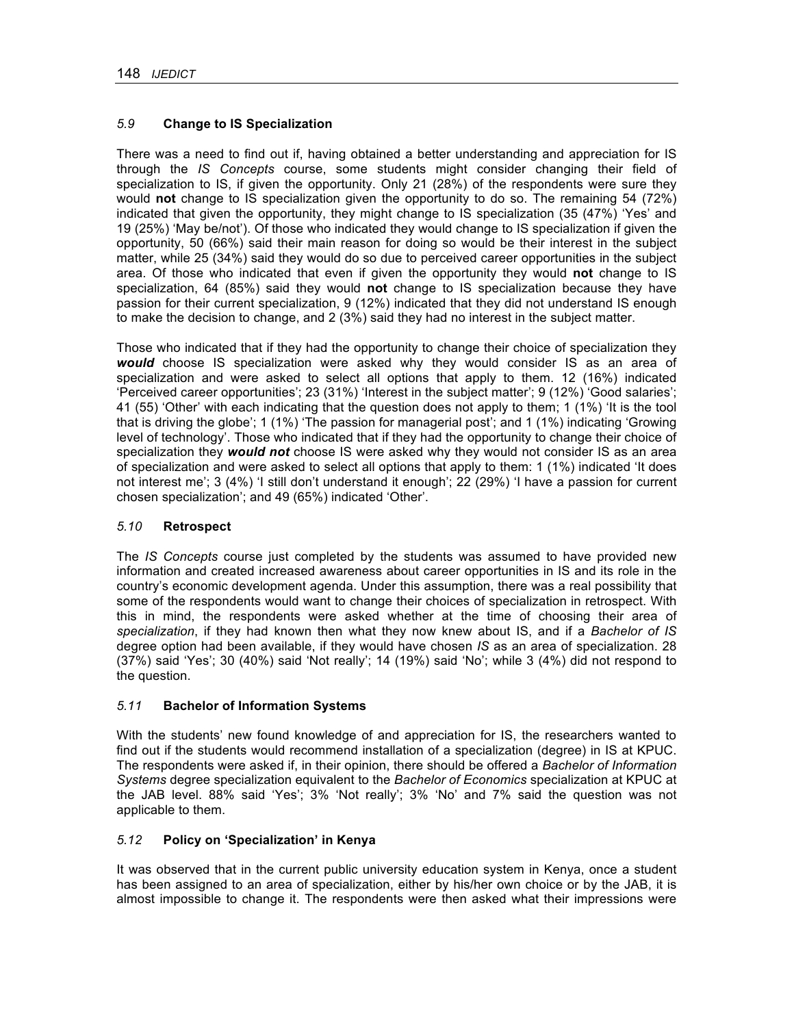### *5.9* Change to IS Specialization

There was a need to find out if, having obtained a better understanding and appreciation for IS through the *IS Concepts* course, some students might consider changing their field of specialization to IS, if given the opportunity. Only 21 (28%) of the respondents were sure they would **not** change to IS specialization given the opportunity to do so. The remaining 54 (72%) indicated that given the opportunity, they might change to IS specialization (35 (47%) 'Yes' and 19 (25%) 'May be/not'). Of those who indicated they would change to IS specialization if given the opportunity, 50 (66%) said their main reason for doing so would be their interest in the subject matter, while 25 (34%) said they would do so due to perceived career opportunities in the subject area. Of those who indicated that even if given the opportunity they would **not** change to IS specialization, 64 (85%) said they would **not** change to IS specialization because they have passion for their current specialization, 9 (12%) indicated that they did not understand IS enough to make the decision to change, and 2 (3%) said they had no interest in the subject matter.

Those who indicated that if they had the opportunity to change their choice of specialization they ***would*** choose IS specialization were asked why they would consider IS as an area of specialization and were asked to select all options that apply to them. 12 (16%) indicated 'Perceived career opportunities'; 23 (31%) 'Interest in the subject matter'; 9 (12%) 'Good salaries'; 41 (55) 'Other' with each indicating that the question does not apply to them; 1 (1%) 'It is the tool that is driving the globe'; 1 (1%) 'The passion for managerial post'; and 1 (1%) indicating 'Growing level of technology'. Those who indicated that if they had the opportunity to change their choice of specialization they ***would not*** choose IS were asked why they would not consider IS as an area of specialization and were asked to select all options that apply to them: 1 (1%) indicated 'It does not interest me'; 3 (4%) 'I still don't understand it enough'; 22 (29%) 'I have a passion for current chosen specialization'; and 49 (65%) indicated 'Other'.

### *5.10* Retrospect

The *IS Concepts* course just completed by the students was assumed to have provided new information and created increased awareness about career opportunities in IS and its role in the country's economic development agenda. Under this assumption, there was a real possibility that some of the respondents would want to change their choices of specialization in retrospect. With this in mind, the respondents were asked whether at the time of choosing their area of *specialization*, if they had known then what they now knew about IS, and if a *Bachelor of IS* degree option had been available, if they would have chosen *IS* as an area of specialization. 28 (37%) said 'Yes'; 30 (40%) said 'Not really'; 14 (19%) said 'No'; while 3 (4%) did not respond to the question.

### *5.11* Bachelor of Information Systems

With the students' new found knowledge of and appreciation for IS, the researchers wanted to find out if the students would recommend installation of a specialization (degree) in IS at KPUC. The respondents were asked if, in their opinion, there should be offered a *Bachelor of Information Systems* degree specialization equivalent to the *Bachelor of Economics* specialization at KPUC at the JAB level. 88% said 'Yes'; 3% 'Not really'; 3% 'No' and 7% said the question was not applicable to them.

### *5.12* Policy on 'Specialization' in Kenya

It was observed that in the current public university education system in Kenya, once a student has been assigned to an area of specialization, either by his/her own choice or by the JAB, it is almost impossible to change it. The respondents were then asked what their impressions were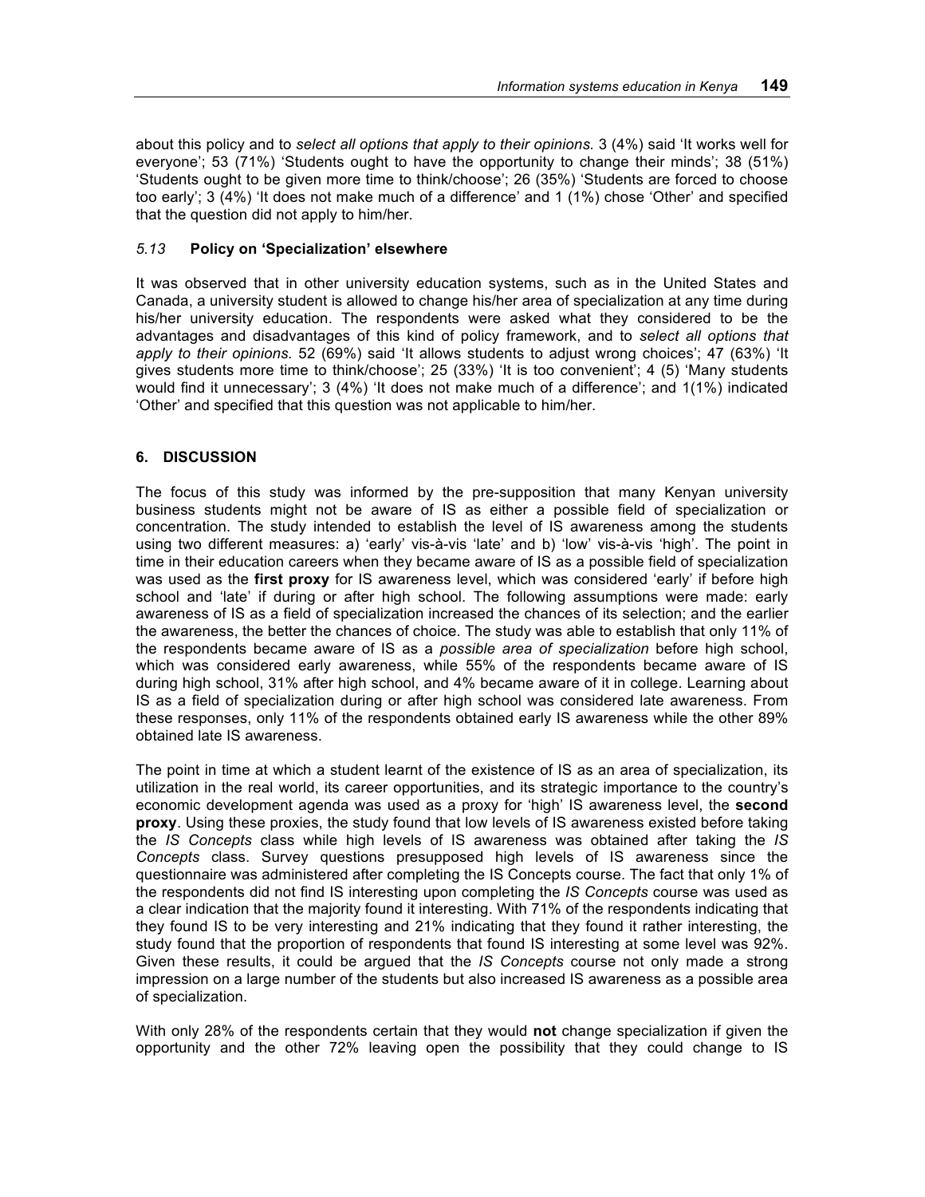about this policy and to *select all options that apply to their opinions.* 3 (4%) said 'It works well for everyone'; 53 (71%) 'Students ought to have the opportunity to change their minds'; 38 (51%) 'Students ought to be given more time to think/choose'; 26 (35%) 'Students are forced to choose too early'; 3 (4%) 'It does not make much of a difference' and 1 (1%) chose 'Other' and specified that the question did not apply to him/her.

### *5.13* Policy on 'Specialization' elsewhere

It was observed that in other university education systems, such as in the United States and Canada, a university student is allowed to change his/her area of specialization at any time during his/her university education. The respondents were asked what they considered to be the advantages and disadvantages of this kind of policy framework, and to *select all options that apply to their opinions.* 52 (69%) said 'It allows students to adjust wrong choices'; 47 (63%) 'It gives students more time to think/choose'; 25 (33%) 'It is too convenient'; 4 (5) 'Many students would find it unnecessary'; 3 (4%) 'It does not make much of a difference'; and 1(1%) indicated 'Other' and specified that this question was not applicable to him/her.

## 6. DISCUSSION

The focus of this study was informed by the pre-supposition that many Kenyan university business students might not be aware of IS as either a possible field of specialization or concentration. The study intended to establish the level of IS awareness among the students using two different measures: a) 'early' vis-à-vis 'late' and b) 'low' vis-à-vis 'high'. The point in time in their education careers when they became aware of IS as a possible field of specialization was used as the **first proxy** for IS awareness level, which was considered 'early' if before high school and 'late' if during or after high school. The following assumptions were made: early awareness of IS as a field of specialization increased the chances of its selection; and the earlier the awareness, the better the chances of choice. The study was able to establish that only 11% of the respondents became aware of IS as a *possible area of specialization* before high school, which was considered early awareness, while 55% of the respondents became aware of IS during high school, 31% after high school, and 4% became aware of it in college. Learning about IS as a field of specialization during or after high school was considered late awareness. From these responses, only 11% of the respondents obtained early IS awareness while the other 89% obtained late IS awareness.

The point in time at which a student learnt of the existence of IS as an area of specialization, its utilization in the real world, its career opportunities, and its strategic importance to the country's economic development agenda was used as a proxy for 'high' IS awareness level, the **second proxy**. Using these proxies, the study found that low levels of IS awareness existed before taking the *IS Concepts* class while high levels of IS awareness was obtained after taking the *IS Concepts* class. Survey questions presupposed high levels of IS awareness since the questionnaire was administered after completing the IS Concepts course. The fact that only 1% of the respondents did not find IS interesting upon completing the *IS Concepts* course was used as a clear indication that the majority found it interesting. With 71% of the respondents indicating that they found IS to be very interesting and 21% indicating that they found it rather interesting, the study found that the proportion of respondents that found IS interesting at some level was 92%. Given these results, it could be argued that the *IS Concepts* course not only made a strong impression on a large number of the students but also increased IS awareness as a possible area of specialization.

With only 28% of the respondents certain that they would **not** change specialization if given the opportunity and the other 72% leaving open the possibility that they could change to IS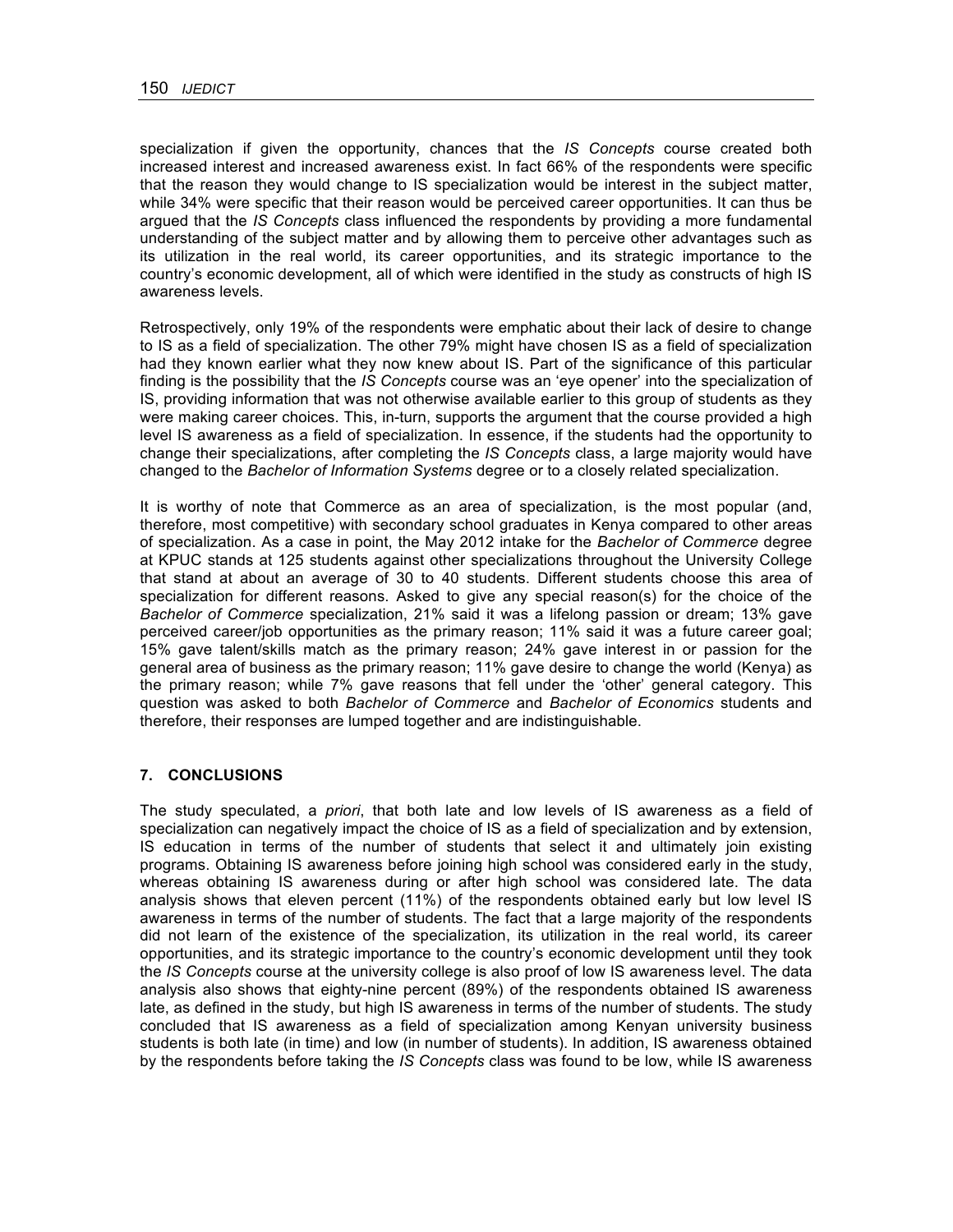specialization if given the opportunity, chances that the *IS Concepts* course created both increased interest and increased awareness exist. In fact 66% of the respondents were specific that the reason they would change to IS specialization would be interest in the subject matter, while 34% were specific that their reason would be perceived career opportunities. It can thus be argued that the *IS Concepts* class influenced the respondents by providing a more fundamental understanding of the subject matter and by allowing them to perceive other advantages such as its utilization in the real world, its career opportunities, and its strategic importance to the country's economic development, all of which were identified in the study as constructs of high IS awareness levels.

Retrospectively, only 19% of the respondents were emphatic about their lack of desire to change to IS as a field of specialization. The other 79% might have chosen IS as a field of specialization had they known earlier what they now knew about IS. Part of the significance of this particular finding is the possibility that the *IS Concepts* course was an 'eye opener' into the specialization of IS, providing information that was not otherwise available earlier to this group of students as they were making career choices. This, in-turn, supports the argument that the course provided a high level IS awareness as a field of specialization. In essence, if the students had the opportunity to change their specializations, after completing the *IS Concepts* class, a large majority would have changed to the *Bachelor of Information Systems* degree or to a closely related specialization.

It is worthy of note that Commerce as an area of specialization, is the most popular (and, therefore, most competitive) with secondary school graduates in Kenya compared to other areas of specialization. As a case in point, the May 2012 intake for the *Bachelor of Commerce* degree at KPUC stands at 125 students against other specializations throughout the University College that stand at about an average of 30 to 40 students. Different students choose this area of specialization for different reasons. Asked to give any special reason(s) for the choice of the *Bachelor of Commerce* specialization, 21% said it was a lifelong passion or dream; 13% gave perceived career/job opportunities as the primary reason; 11% said it was a future career goal; 15% gave talent/skills match as the primary reason; 24% gave interest in or passion for the general area of business as the primary reason; 11% gave desire to change the world (Kenya) as the primary reason; while 7% gave reasons that fell under the 'other' general category. This question was asked to both *Bachelor of Commerce* and *Bachelor of Economics* students and therefore, their responses are lumped together and are indistinguishable.

## 7. CONCLUSIONS

The study speculated, a *priori*, that both late and low levels of IS awareness as a field of specialization can negatively impact the choice of IS as a field of specialization and by extension, IS education in terms of the number of students that select it and ultimately join existing programs. Obtaining IS awareness before joining high school was considered early in the study, whereas obtaining IS awareness during or after high school was considered late. The data analysis shows that eleven percent (11%) of the respondents obtained early but low level IS awareness in terms of the number of students. The fact that a large majority of the respondents did not learn of the existence of the specialization, its utilization in the real world, its career opportunities, and its strategic importance to the country's economic development until they took the *IS Concepts* course at the university college is also proof of low IS awareness level. The data analysis also shows that eighty-nine percent (89%) of the respondents obtained IS awareness late, as defined in the study, but high IS awareness in terms of the number of students. The study concluded that IS awareness as a field of specialization among Kenyan university business students is both late (in time) and low (in number of students). In addition, IS awareness obtained by the respondents before taking the *IS Concepts* class was found to be low, while IS awareness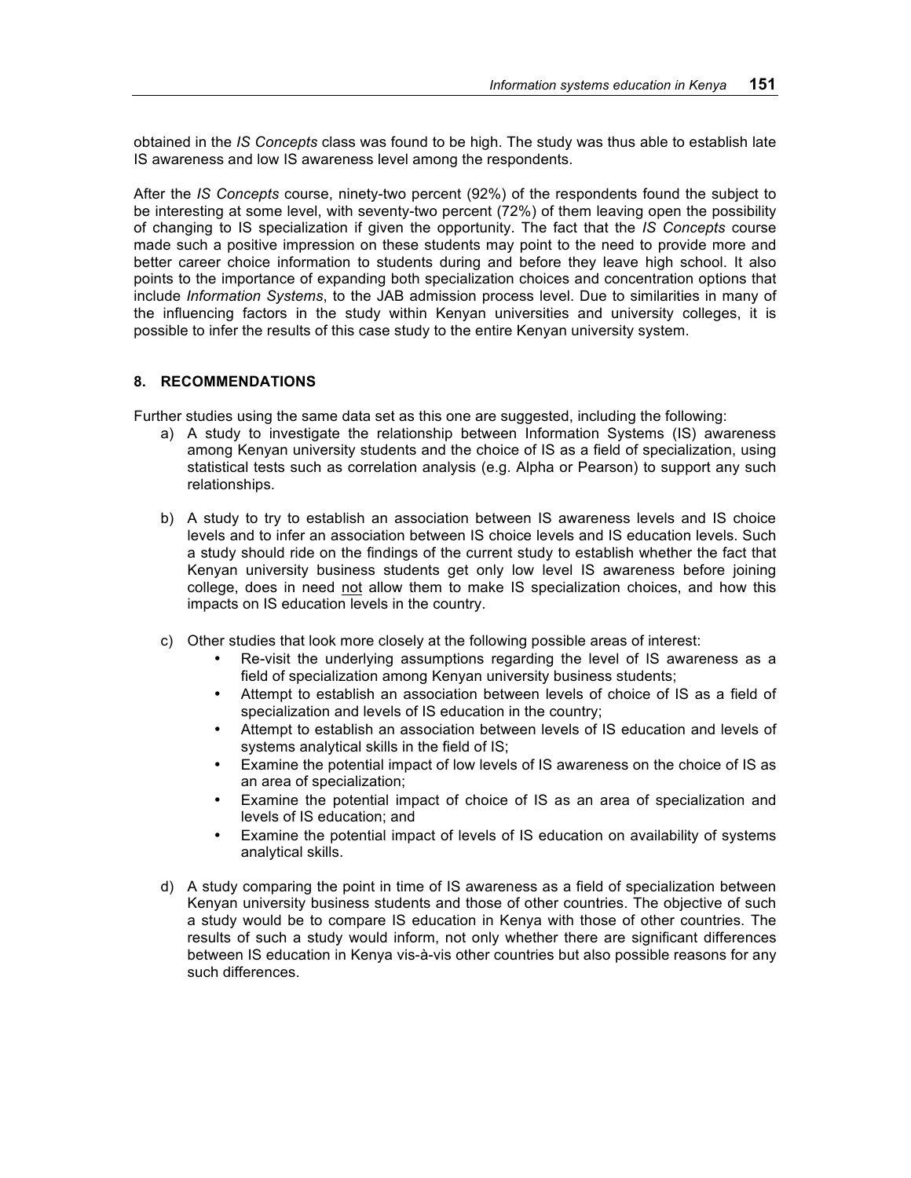obtained in the *IS Concepts* class was found to be high. The study was thus able to establish late IS awareness and low IS awareness level among the respondents.

After the *IS Concepts* course, ninety-two percent (92%) of the respondents found the subject to be interesting at some level, with seventy-two percent (72%) of them leaving open the possibility of changing to IS specialization if given the opportunity. The fact that the *IS Concepts* course made such a positive impression on these students may point to the need to provide more and better career choice information to students during and before they leave high school. It also points to the importance of expanding both specialization choices and concentration options that include *Information Systems*, to the JAB admission process level. Due to similarities in many of the influencing factors in the study within Kenyan universities and university colleges, it is possible to infer the results of this case study to the entire Kenyan university system.

## 8. RECOMMENDATIONS

Further studies using the same data set as this one are suggested, including the following:

a) A study to investigate the relationship between Information Systems (IS) awareness among Kenyan university students and the choice of IS as a field of specialization, using statistical tests such as correlation analysis (e.g. Alpha or Pearson) to support any such relationships.

b) A study to try to establish an association between IS awareness levels and IS choice levels and to infer an association between IS choice levels and IS education levels. Such a study should ride on the findings of the current study to establish whether the fact that Kenyan university business students get only low level IS awareness before joining college, does in need not allow them to make IS specialization choices, and how this impacts on IS education levels in the country.

c) Other studies that look more closely at the following possible areas of interest:
   - Re-visit the underlying assumptions regarding the level of IS awareness as a field of specialization among Kenyan university business students;
   - Attempt to establish an association between levels of choice of IS as a field of specialization and levels of IS education in the country;
   - Attempt to establish an association between levels of IS education and levels of systems analytical skills in the field of IS;
   - Examine the potential impact of low levels of IS awareness on the choice of IS as an area of specialization;
   - Examine the potential impact of choice of IS as an area of specialization and levels of IS education; and
   - Examine the potential impact of levels of IS education on availability of systems analytical skills.

d) A study comparing the point in time of IS awareness as a field of specialization between Kenyan university business students and those of other countries. The objective of such a study would be to compare IS education in Kenya with those of other countries. The results of such a study would inform, not only whether there are significant differences between IS education in Kenya vis-à-vis other countries but also possible reasons for any such differences.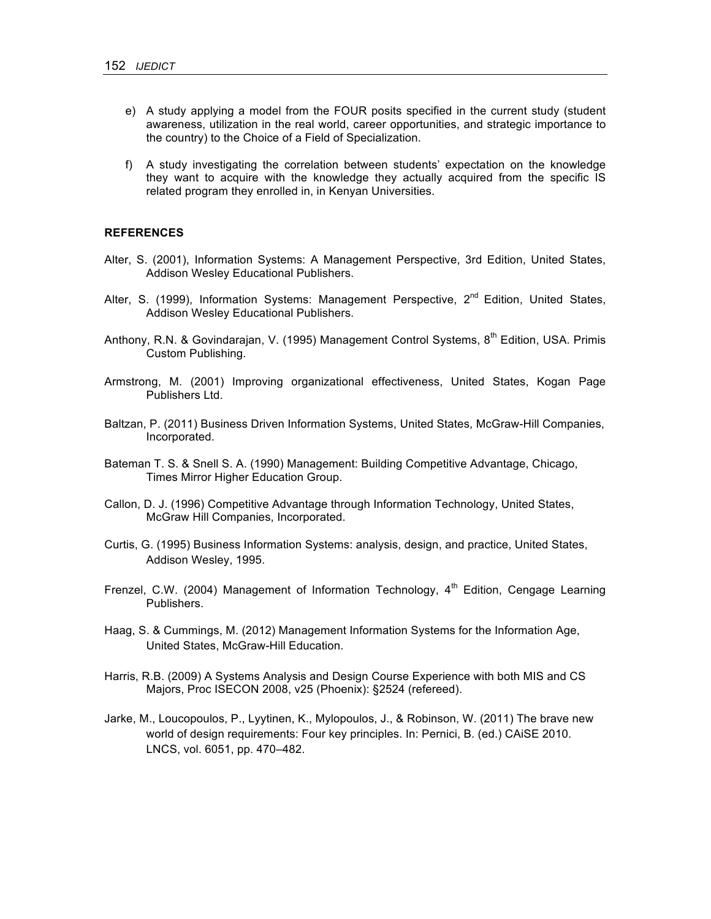e) A study applying a model from the FOUR posits specified in the current study (student awareness, utilization in the real world, career opportunities, and strategic importance to the country) to the Choice of a Field of Specialization.

f) A study investigating the correlation between students' expectation on the knowledge they want to acquire with the knowledge they actually acquired from the specific IS related program they enrolled in, in Kenyan Universities.

## REFERENCES

Alter, S. (2001), Information Systems: A Management Perspective, 3rd Edition, United States, Addison Wesley Educational Publishers.

Alter, S. (1999), Information Systems: Management Perspective, 2nd Edition, United States, Addison Wesley Educational Publishers.

Anthony, R.N. & Govindarajan, V. (1995) Management Control Systems, 8th Edition, USA. Primis Custom Publishing.

Armstrong, M. (2001) Improving organizational effectiveness, United States, Kogan Page Publishers Ltd.

Baltzan, P. (2011) Business Driven Information Systems, United States, McGraw-Hill Companies, Incorporated.

Bateman T. S. & Snell S. A. (1990) Management: Building Competitive Advantage, Chicago, Times Mirror Higher Education Group.

Callon, D. J. (1996) Competitive Advantage through Information Technology, United States, McGraw Hill Companies, Incorporated.

Curtis, G. (1995) Business Information Systems: analysis, design, and practice, United States, Addison Wesley, 1995.

Frenzel, C.W. (2004) Management of Information Technology, 4th Edition, Cengage Learning Publishers.

Haag, S. & Cummings, M. (2012) Management Information Systems for the Information Age, United States, McGraw-Hill Education.

Harris, R.B. (2009) A Systems Analysis and Design Course Experience with both MIS and CS Majors, Proc ISECON 2008, v25 (Phoenix): §2524 (refereed).

Jarke, M., Loucopoulos, P., Lyytinen, K., Mylopoulos, J., & Robinson, W. (2011) The brave new world of design requirements: Four key principles. In: Pernici, B. (ed.) CAiSE 2010. LNCS, vol. 6051, pp. 470–482.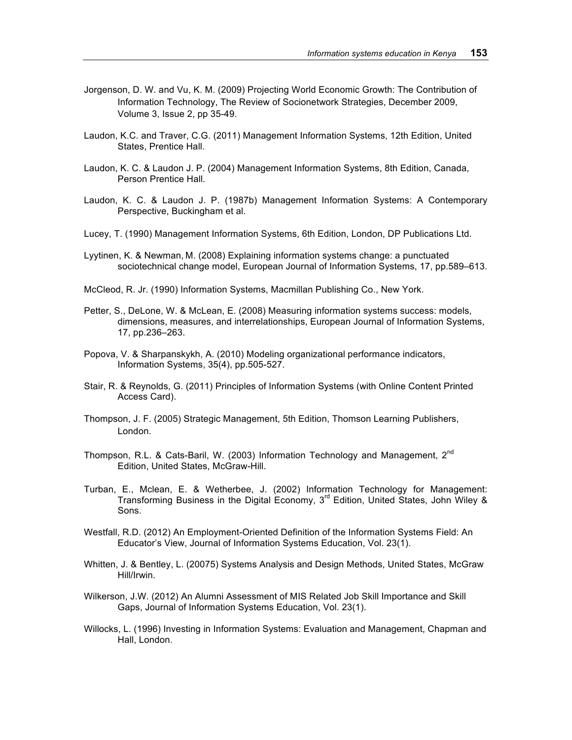Jorgenson, D. W. and Vu, K. M. (2009) Projecting World Economic Growth: The Contribution of Information Technology, The Review of Socionetwork Strategies, December 2009, Volume 3, Issue 2, pp 35-49.

Laudon, K.C. and Traver, C.G. (2011) Management Information Systems, 12th Edition, United States, Prentice Hall.

Laudon, K. C. & Laudon J. P. (2004) Management Information Systems, 8th Edition, Canada, Person Prentice Hall.

Laudon, K. C. & Laudon J. P. (1987b) Management Information Systems: A Contemporary Perspective, Buckingham et al.

Lucey, T. (1990) Management Information Systems, 6th Edition, London, DP Publications Ltd.

Lyytinen, K. & Newman, M. (2008) Explaining information systems change: a punctuated sociotechnical change model, European Journal of Information Systems, 17, pp.589–613.

McCleod, R. Jr. (1990) Information Systems, Macmillan Publishing Co., New York.

Petter, S., DeLone, W. & McLean, E. (2008) Measuring information systems success: models, dimensions, measures, and interrelationships, European Journal of Information Systems, 17, pp.236–263.

Popova, V. & Sharpanskykh, A. (2010) Modeling organizational performance indicators, Information Systems, 35(4), pp.505-527.

Stair, R. & Reynolds, G. (2011) Principles of Information Systems (with Online Content Printed Access Card).

Thompson, J. F. (2005) Strategic Management, 5th Edition, Thomson Learning Publishers, London.

Thompson, R.L. & Cats-Baril, W. (2003) Information Technology and Management, 2nd Edition, United States, McGraw-Hill.

Turban, E., Mclean, E. & Wetherbee, J. (2002) Information Technology for Management: Transforming Business in the Digital Economy, 3rd Edition, United States, John Wiley & Sons.

Westfall, R.D. (2012) An Employment-Oriented Definition of the Information Systems Field: An Educator's View, Journal of Information Systems Education, Vol. 23(1).

Whitten, J. & Bentley, L. (20075) Systems Analysis and Design Methods, United States, McGraw Hill/Irwin.

Wilkerson, J.W. (2012) An Alumni Assessment of MIS Related Job Skill Importance and Skill Gaps, Journal of Information Systems Education, Vol. 23(1).

Willocks, L. (1996) Investing in Information Systems: Evaluation and Management, Chapman and Hall, London.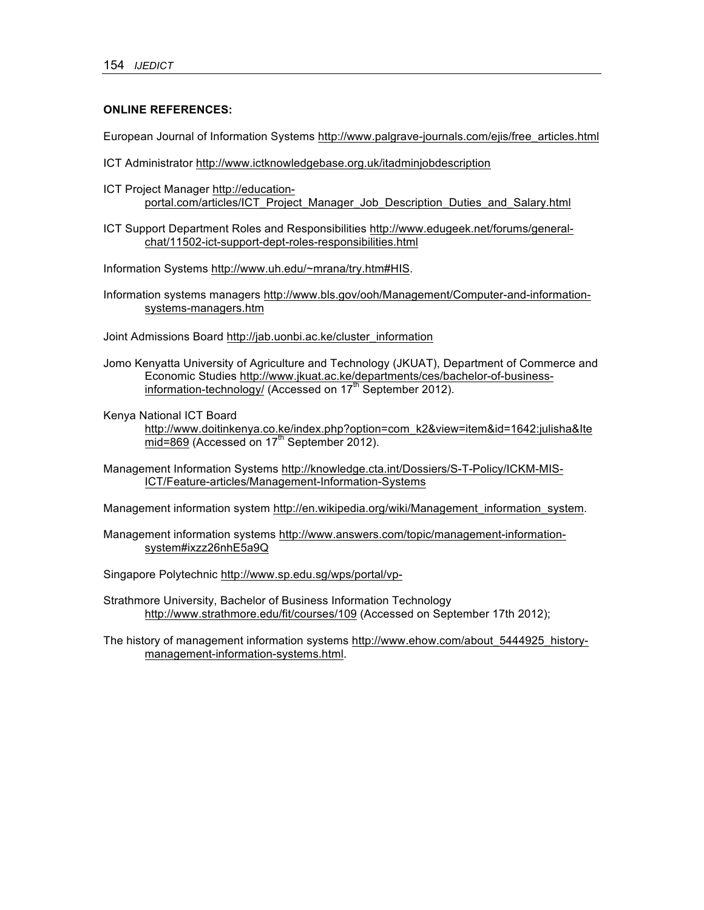**ONLINE REFERENCES:**

European Journal of Information Systems http://www.palgrave-journals.com/ejis/free_articles.html

ICT Administrator http://www.ictknowledgebase.org.uk/itadminjobdescription

ICT Project Manager http://education-portal.com/articles/ICT_Project_Manager_Job_Description_Duties_and_Salary.html

ICT Support Department Roles and Responsibilities http://www.edugeek.net/forums/general-chat/11502-ict-support-dept-roles-responsibilities.html

Information Systems http://www.uh.edu/~mrana/try.htm#HIS.

Information systems managers http://www.bls.gov/ooh/Management/Computer-and-information-systems-managers.htm

Joint Admissions Board http://jab.uonbi.ac.ke/cluster_information

Jomo Kenyatta University of Agriculture and Technology (JKUAT), Department of Commerce and Economic Studies http://www.jkuat.ac.ke/departments/ces/bachelor-of-business-information-technology/ (Accessed on 17th September 2012).

Kenya National ICT Board http://www.doitinkenya.co.ke/index.php?option=com_k2&view=item&id=1642:julisha&Itemid=869 (Accessed on 17th September 2012).

Management Information Systems http://knowledge.cta.int/Dossiers/S-T-Policy/ICKM-MIS-ICT/Feature-articles/Management-Information-Systems

Management information system http://en.wikipedia.org/wiki/Management_information_system.

Management information systems http://www.answers.com/topic/management-information-system#ixzz26nhE5a9Q

Singapore Polytechnic http://www.sp.edu.sg/wps/portal/vp-

Strathmore University, Bachelor of Business Information Technology http://www.strathmore.edu/fit/courses/109 (Accessed on September 17th 2012);

The history of management information systems http://www.ehow.com/about_5444925_history-management-information-systems.html.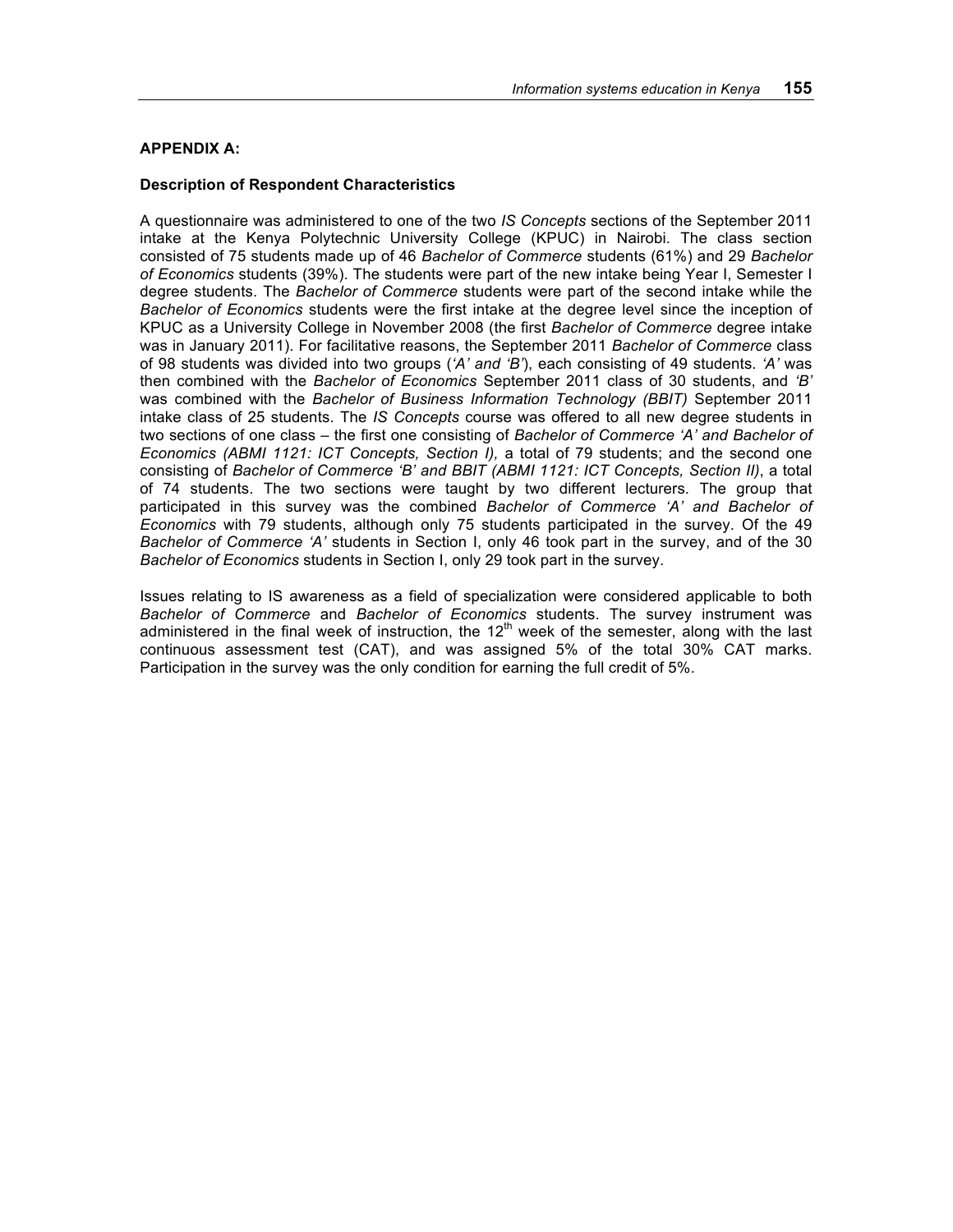**APPENDIX A:**

**Description of Respondent Characteristics**

A questionnaire was administered to one of the two *IS Concepts* sections of the September 2011 intake at the Kenya Polytechnic University College (KPUC) in Nairobi. The class section consisted of 75 students made up of 46 *Bachelor of Commerce* students (61%) and 29 *Bachelor of Economics* students (39%). The students were part of the new intake being Year I, Semester I degree students. The *Bachelor of Commerce* students were part of the second intake while the *Bachelor of Economics* students were the first intake at the degree level since the inception of KPUC as a University College in November 2008 (the first *Bachelor of Commerce* degree intake was in January 2011). For facilitative reasons, the September 2011 *Bachelor of Commerce* class of 98 students was divided into two groups (*'A' and 'B'*), each consisting of 49 students. *'A'* was then combined with the *Bachelor of Economics* September 2011 class of 30 students, and *'B'* was combined with the *Bachelor of Business Information Technology (BBIT)* September 2011 intake class of 25 students. The *IS Concepts* course was offered to all new degree students in two sections of one class – the first one consisting of *Bachelor of Commerce 'A' and Bachelor of Economics (ABMI 1121: ICT Concepts, Section I),* a total of 79 students; and the second one consisting of *Bachelor of Commerce 'B' and BBIT (ABMI 1121: ICT Concepts, Section II)*, a total of 74 students. The two sections were taught by two different lecturers. The group that participated in this survey was the combined *Bachelor of Commerce 'A' and Bachelor of Economics* with 79 students, although only 75 students participated in the survey. Of the 49 *Bachelor of Commerce 'A'* students in Section I, only 46 took part in the survey, and of the 30 *Bachelor of Economics* students in Section I, only 29 took part in the survey.

Issues relating to IS awareness as a field of specialization were considered applicable to both *Bachelor of Commerce* and *Bachelor of Economics* students. The survey instrument was administered in the final week of instruction, the 12th week of the semester, along with the last continuous assessment test (CAT), and was assigned 5% of the total 30% CAT marks. Participation in the survey was the only condition for earning the full credit of 5%.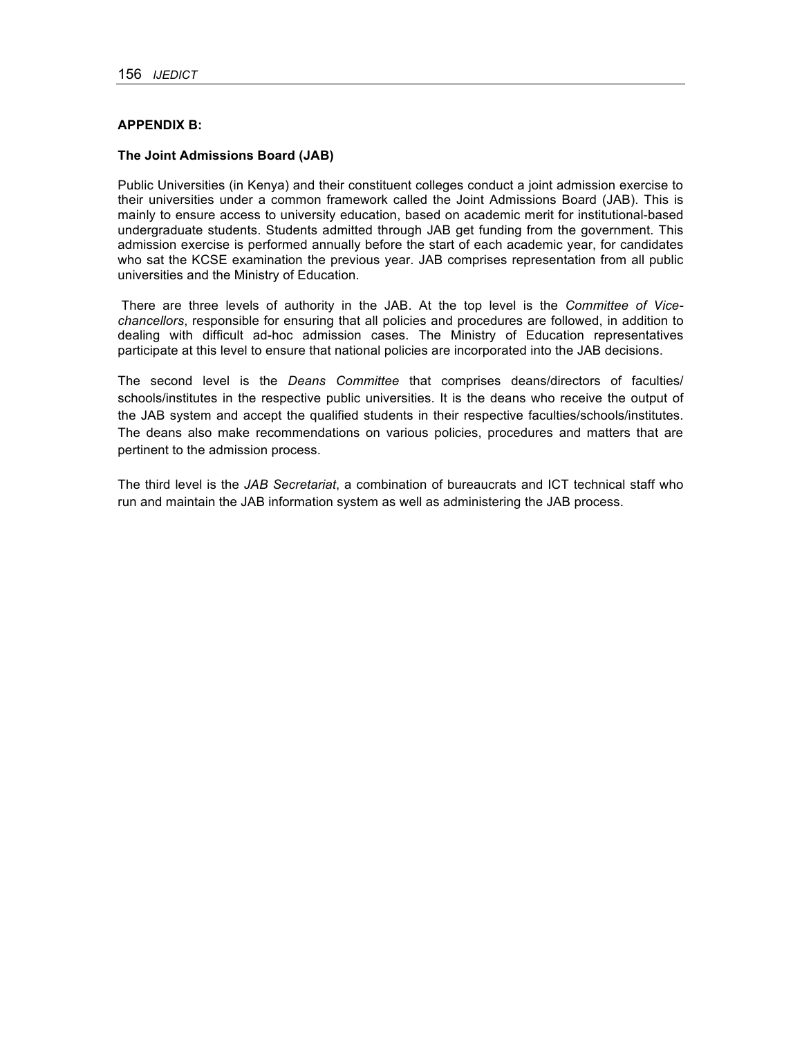**APPENDIX B:**

**The Joint Admissions Board (JAB)**

Public Universities (in Kenya) and their constituent colleges conduct a joint admission exercise to their universities under a common framework called the Joint Admissions Board (JAB). This is mainly to ensure access to university education, based on academic merit for institutional-based undergraduate students. Students admitted through JAB get funding from the government. This admission exercise is performed annually before the start of each academic year, for candidates who sat the KCSE examination the previous year. JAB comprises representation from all public universities and the Ministry of Education.

There are three levels of authority in the JAB. At the top level is the *Committee of Vice-chancellors*, responsible for ensuring that all policies and procedures are followed, in addition to dealing with difficult ad-hoc admission cases. The Ministry of Education representatives participate at this level to ensure that national policies are incorporated into the JAB decisions.

The second level is the *Deans Committee* that comprises deans/directors of faculties/ schools/institutes in the respective public universities. It is the deans who receive the output of the JAB system and accept the qualified students in their respective faculties/schools/institutes. The deans also make recommendations on various policies, procedures and matters that are pertinent to the admission process.

The third level is the *JAB Secretariat*, a combination of bureaucrats and ICT technical staff who run and maintain the JAB information system as well as administering the JAB process.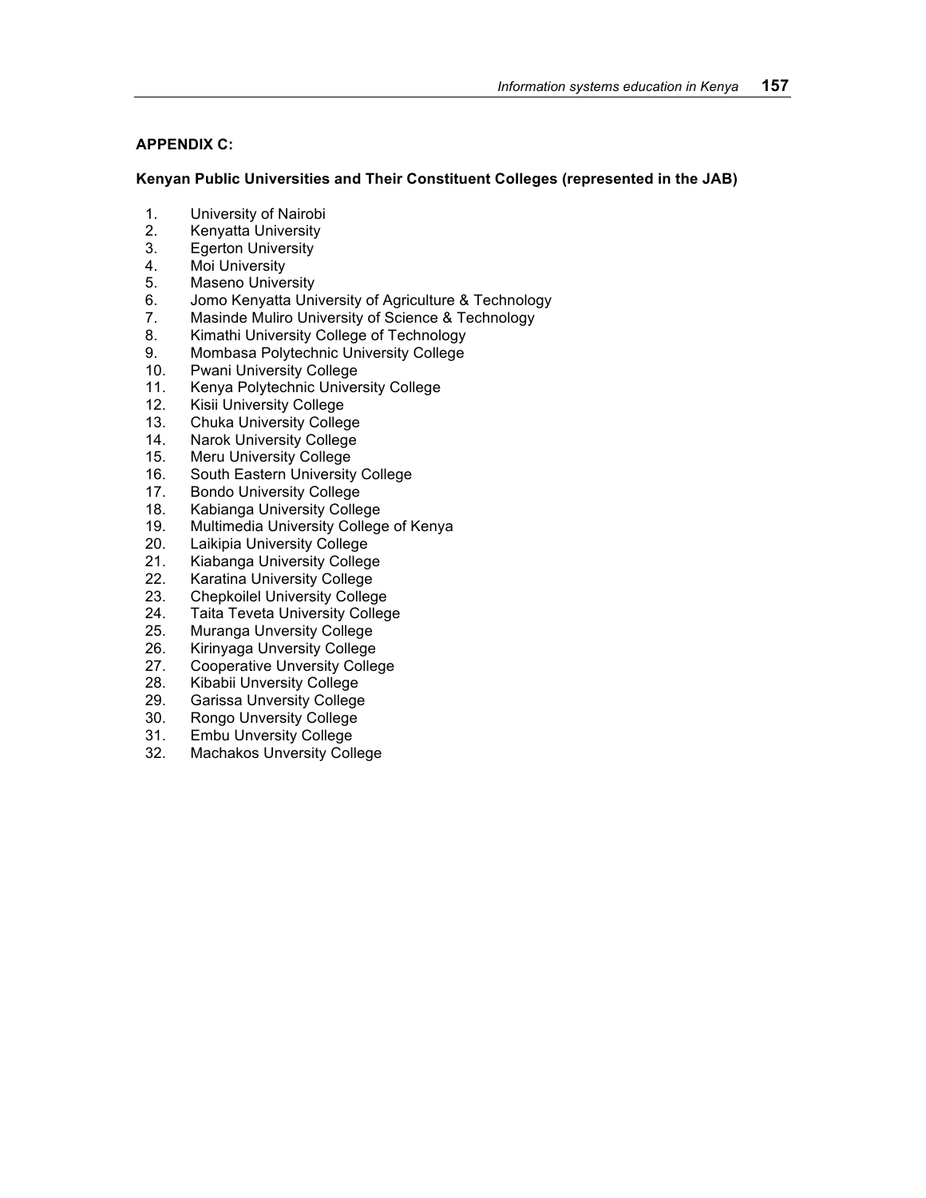## APPENDIX C:

### Kenyan Public Universities and Their Constituent Colleges (represented in the JAB)

1. University of Nairobi
2. Kenyatta University
3. Egerton University
4. Moi University
5. Maseno University
6. Jomo Kenyatta University of Agriculture & Technology
7. Masinde Muliro University of Science & Technology
8. Kimathi University College of Technology
9. Mombasa Polytechnic University College
10. Pwani University College
11. Kenya Polytechnic University College
12. Kisii University College
13. Chuka University College
14. Narok University College
15. Meru University College
16. South Eastern University College
17. Bondo University College
18. Kabianga University College
19. Multimedia University College of Kenya
20. Laikipia University College
21. Kiabanga University College
22. Karatina University College
23. Chepkoilel University College
24. Taita Teveta University College
25. Muranga Unversity College
26. Kirinyaga Unversity College
27. Cooperative Unversity College
28. Kibabii Unversity College
29. Garissa Unversity College
30. Rongo Unversity College
31. Embu Unversity College
32. Machakos Unversity College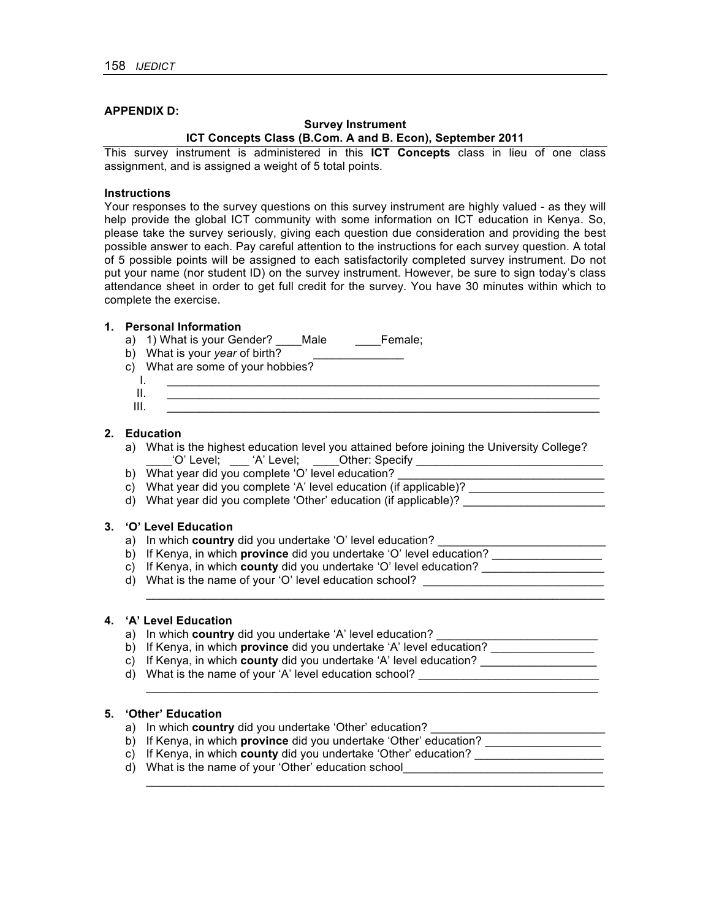## APPENDIX D:

**Survey Instrument**

**ICT Concepts Class (B.Com. A and B. Econ), September 2011**

This survey instrument is administered in this **ICT Concepts** class in lieu of one class assignment, and is assigned a weight of 5 total points.

**Instructions**

Your responses to the survey questions on this survey instrument are highly valued - as they will help provide the global ICT community with some information on ICT education in Kenya. So, please take the survey seriously, giving each question due consideration and providing the best possible answer to each. Pay careful attention to the instructions for each survey question. A total of 5 possible points will be assigned to each satisfactorily completed survey instrument. Do not put your name (nor student ID) on the survey instrument. However, be sure to sign today's class attendance sheet in order to get full credit for the survey. You have 30 minutes within which to complete the exercise.

1. **Personal Information**
   a) 1) What is your Gender? ____Male ____Female;
   b) What is your *year* of birth? ______________
   c) What are some of your hobbies?
      I. ________________________________________________________________________
      II. ________________________________________________________________________
      III. ________________________________________________________________________

2. **Education**
   a) What is the highest education level you attained before joining the University College?
      ____'O' Level; ___ 'A' Level; ____Other: Specify ______________________________
   b) What year did you complete 'O' level education? ________________________________
   c) What year did you complete 'A' level education (if applicable)? _____________________
   d) What year did you complete 'Other' education (if applicable)? ______________________

3. **'O' Level Education**
   a) In which **country** did you undertake 'O' level education? __________________________
   b) If Kenya, in which **province** did you undertake 'O' level education? _________________
   c) If Kenya, in which **county** did you undertake 'O' level education? ___________________
   d) What is the name of your 'O' level education school? ____________________________
      __________________________________________________________________________

4. **'A' Level Education**
   a) In which **country** did you undertake 'A' level education? _________________________
   b) If Kenya, in which **province** did you undertake 'A' level education? ________________
   c) If Kenya, in which **county** did you undertake 'A' level education? __________________
   d) What is the name of your 'A' level education school? ____________________________
      __________________________________________________________________________

5. **'Other' Education**
   a) In which **country** did you undertake 'Other' education? ___________________________
   b) If Kenya, in which **province** did you undertake 'Other' education? __________________
   c) If Kenya, in which **county** did you undertake 'Other' education? ____________________
   d) What is the name of your 'Other' education school________________________________
      __________________________________________________________________________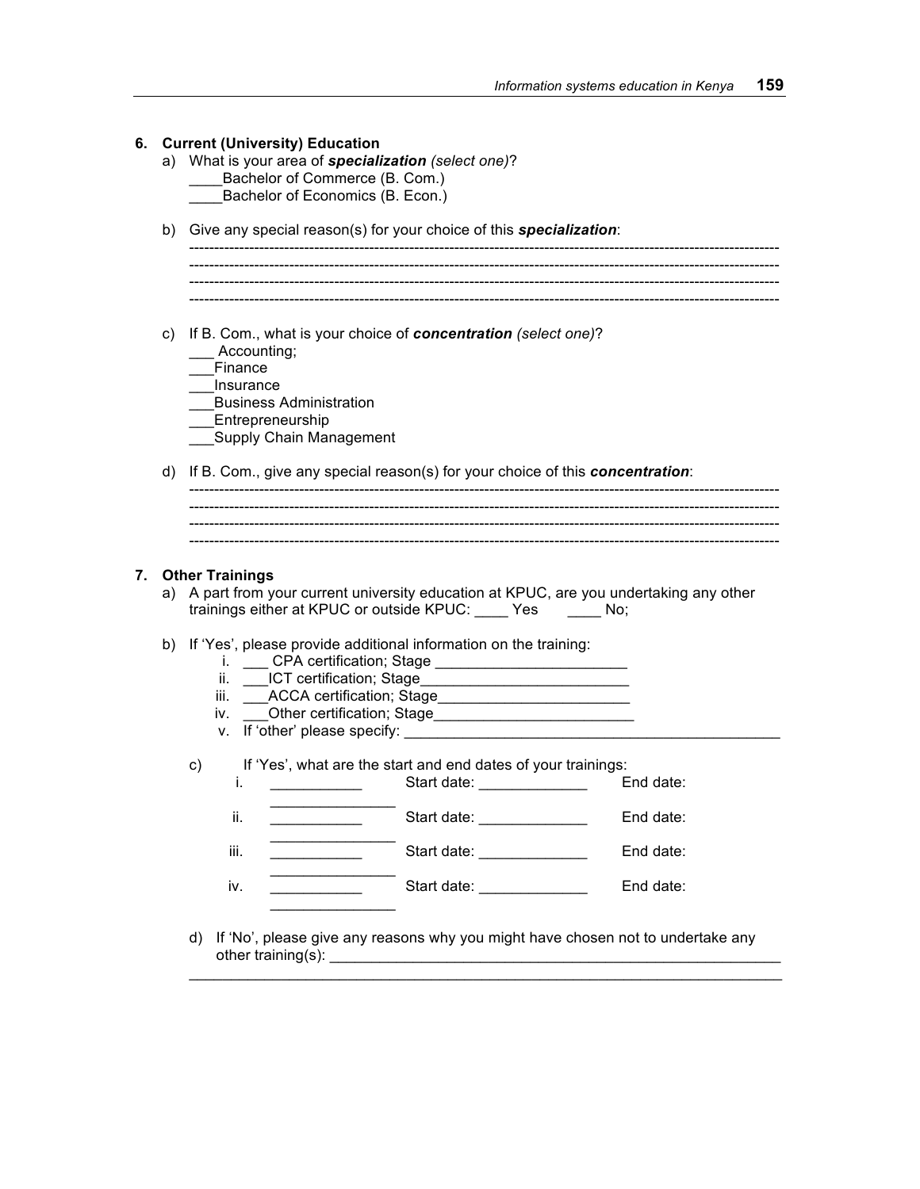**6. Current (University) Education**

a) What is your area of ***specialization*** *(select one)*?

____Bachelor of Commerce (B. Com.)
____Bachelor of Economics (B. Econ.)

b) Give any special reason(s) for your choice of this ***specialization***:

--------------------------------------------------------------------------------------------------------------------
--------------------------------------------------------------------------------------------------------------------
--------------------------------------------------------------------------------------------------------------------
--------------------------------------------------------------------------------------------------------------------

c) If B. Com., what is your choice of ***concentration*** *(select one)*?

___ Accounting;
___Finance
___Insurance
___Business Administration
___Entrepreneurship
___Supply Chain Management

d) If B. Com., give any special reason(s) for your choice of this ***concentration***:

--------------------------------------------------------------------------------------------------------------------
--------------------------------------------------------------------------------------------------------------------
--------------------------------------------------------------------------------------------------------------------
--------------------------------------------------------------------------------------------------------------------

**7. Other Trainings**

a) A part from your current university education at KPUC, are you undertaking any other trainings either at KPUC or outside KPUC: ____ Yes ____ No;

b) If 'Yes', please provide additional information on the training:

i. ___ CPA certification; Stage ________________________
ii. ___ICT certification; Stage__________________________
iii. ___ACCA certification; Stage________________________
iv. ___Other certification; Stage_________________________
v. If 'other' please specify: ______________________________________________

c) If 'Yes', what are the start and end dates of your trainings:

i. ___________ Start date: _____________ End date: _______________
ii. ___________ Start date: _____________ End date: _______________
iii. ___________ Start date: _____________ End date: _______________
iv. ___________ Start date: _____________ End date: _______________

d) If 'No', please give any reasons why you might have chosen not to undertake any other training(s): _________________________________________________________
_____________________________________________________________________________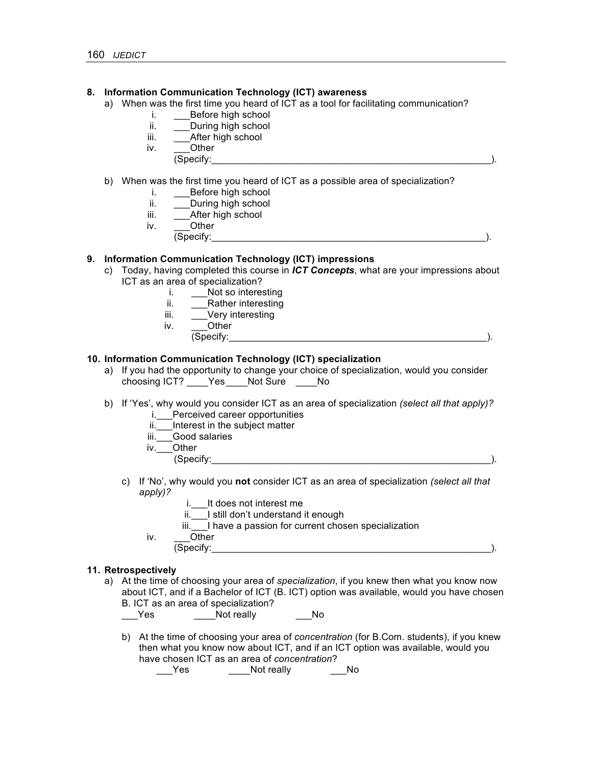**8. Information Communication Technology (ICT) awareness**

a) When was the first time you heard of ICT as a tool for facilitating communication?

  i. ___Before high school
  ii. ___During high school
  iii. ___After high school
  iv. ___Other
  (Specify:_______________________________________________________).

b) When was the first time you heard of ICT as a possible area of specialization?

  i. ___Before high school
  ii. ___During high school
  iii. ___After high school
  iv. ___Other
  (Specify:_____________________________________________________).

**9. Information Communication Technology (ICT) impressions**

c) Today, having completed this course in ***ICT Concepts***, what are your impressions about ICT as an area of specialization?

  i. ___Not so interesting
  ii. ___Rather interesting
  iii. ___Very interesting
  iv. ___Other
  (Specify:___________________________________________________).

**10. Information Communication Technology (ICT) specialization**

a) If you had the opportunity to change your choice of specialization, would you consider choosing ICT? ____Yes____Not Sure ____No

b) If 'Yes', why would you consider ICT as an area of specialization *(select all that apply)?*

  i.___Perceived career opportunities
  ii.___Interest in the subject matter
  iii.___Good salaries
  iv.___Other
  (Specify:_______________________________________________________).

c) If 'No', why would you **not** consider ICT as an area of specialization *(select all that apply)?*

  i.___It does not interest me
  ii.___I still don't understand it enough
  iii.___I have a passion for current chosen specialization
  iv. ___Other
  (Specify:_______________________________________________________).

**11. Retrospectively**

a) At the time of choosing your area of *specialization*, if you knew then what you know now about ICT, and if a Bachelor of ICT (B. ICT) option was available, would you have chosen B. ICT as an area of specialization?

  ___Yes ____Not really ___No

b) At the time of choosing your area of *concentration* (for B.Com. students), if you knew then what you know now about ICT, and if an ICT option was available, would you have chosen ICT as an area of *concentration*?

  ___Yes ____Not really ___No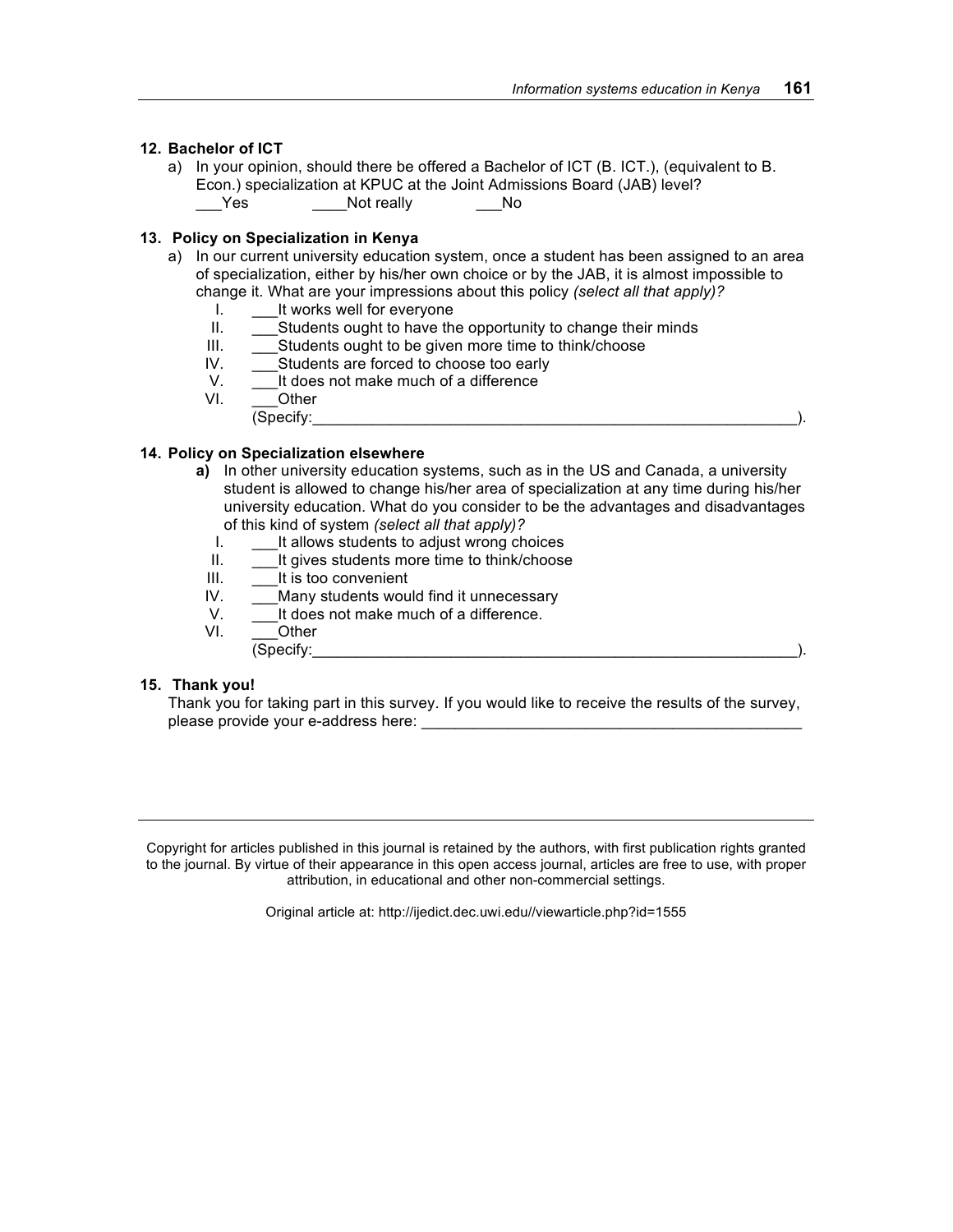**12. Bachelor of ICT**

a) In your opinion, should there be offered a Bachelor of ICT (B. ICT.), (equivalent to B. Econ.) specialization at KPUC at the Joint Admissions Board (JAB) level?
___Yes ____Not really ___No

**13. Policy on Specialization in Kenya**

a) In our current university education system, once a student has been assigned to an area of specialization, either by his/her own choice or by the JAB, it is almost impossible to change it. What are your impressions about this policy *(select all that apply)?*

I. ___It works well for everyone
II. ___Students ought to have the opportunity to change their minds
III. ___Students ought to be given more time to think/choose
IV. ___Students are forced to choose too early
V. ___It does not make much of a difference
VI. ___Other
(Specify:___________________________________________________________).

**14. Policy on Specialization elsewhere**

**a)** In other university education systems, such as in the US and Canada, a university student is allowed to change his/her area of specialization at any time during his/her university education. What do you consider to be the advantages and disadvantages of this kind of system *(select all that apply)?*

I. ___It allows students to adjust wrong choices
II. ___It gives students more time to think/choose
III. ___It is too convenient
IV. ___Many students would find it unnecessary
V. ___It does not make much of a difference.
VI. ___Other
(Specify:___________________________________________________________).

**15. Thank you!**

Thank you for taking part in this survey. If you would like to receive the results of the survey, please provide your e-address here: _______________________________________________

---

Copyright for articles published in this journal is retained by the authors, with first publication rights granted to the journal. By virtue of their appearance in this open access journal, articles are free to use, with proper attribution, in educational and other non-commercial settings.

Original article at: http://ijedict.dec.uwi.edu//viewarticle.php?id=1555